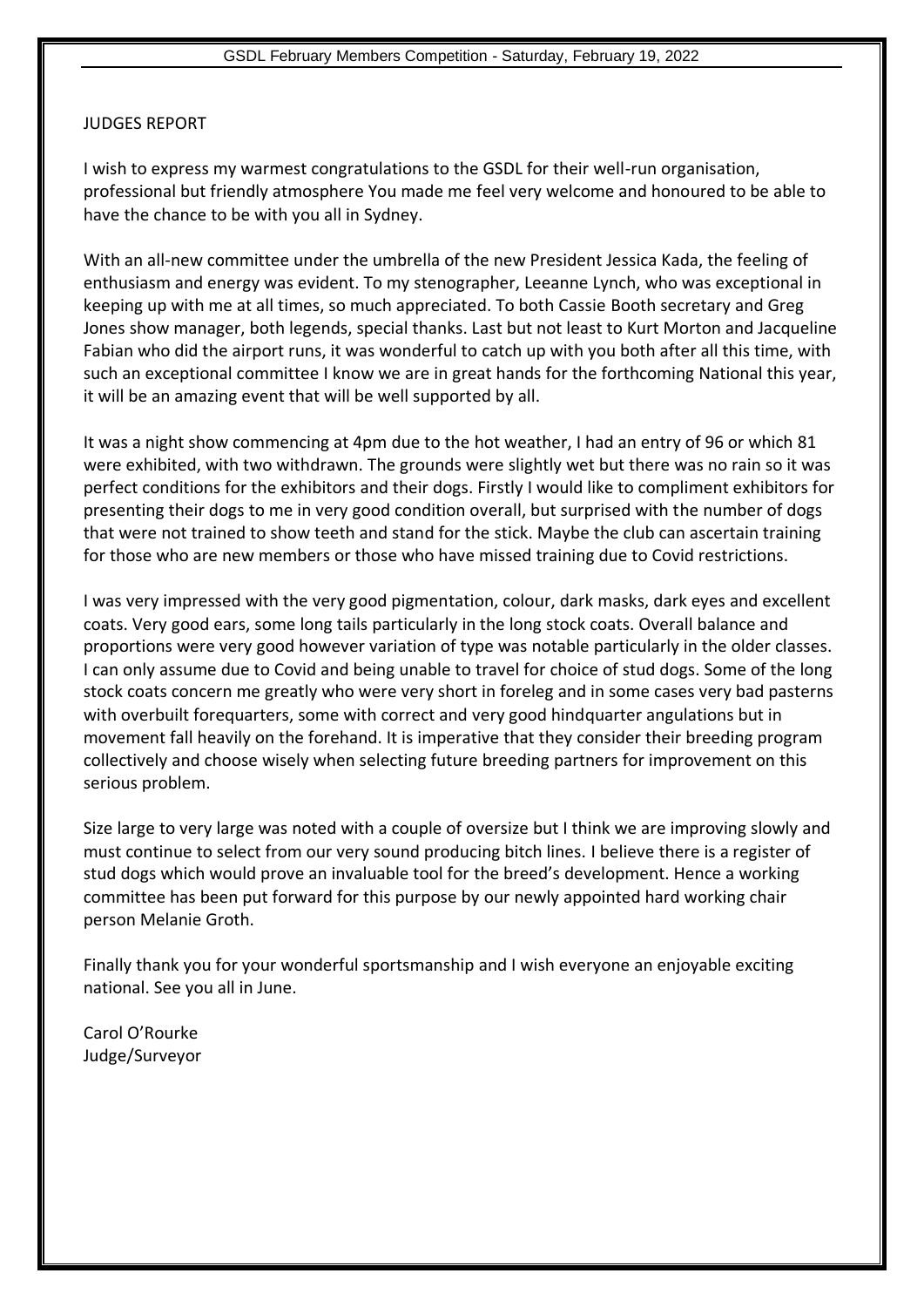JUDGES REPORT

I wish to express my warmest congratulations to the GSDL for their well-run organisation, professional but friendly atmosphere You made me feel very welcome and honoured to be able to have the chance to be with you all in Sydney.

With an all-new committee under the umbrella of the new President Jessica Kada, the feeling of enthusiasm and energy was evident. To my stenographer, Leeanne Lynch, who was exceptional in keeping up with me at all times, so much appreciated. To both Cassie Booth secretary and Greg Jones show manager, both legends, special thanks. Last but not least to Kurt Morton and Jacqueline Fabian who did the airport runs, it was wonderful to catch up with you both after all this time, with such an exceptional committee I know we are in great hands for the forthcoming National this year, it will be an amazing event that will be well supported by all.

It was a night show commencing at 4pm due to the hot weather, I had an entry of 96 or which 81 were exhibited, with two withdrawn. The grounds were slightly wet but there was no rain so it was perfect conditions for the exhibitors and their dogs. Firstly I would like to compliment exhibitors for presenting their dogs to me in very good condition overall, but surprised with the number of dogs that were not trained to show teeth and stand for the stick. Maybe the club can ascertain training for those who are new members or those who have missed training due to Covid restrictions.

I was very impressed with the very good pigmentation, colour, dark masks, dark eyes and excellent coats. Very good ears, some long tails particularly in the long stock coats. Overall balance and proportions were very good however variation of type was notable particularly in the older classes. I can only assume due to Covid and being unable to travel for choice of stud dogs. Some of the long stock coats concern me greatly who were very short in foreleg and in some cases very bad pasterns with overbuilt forequarters, some with correct and very good hindquarter angulations but in movement fall heavily on the forehand. It is imperative that they consider their breeding program collectively and choose wisely when selecting future breeding partners for improvement on this serious problem.

Size large to very large was noted with a couple of oversize but I think we are improving slowly and must continue to select from our very sound producing bitch lines. I believe there is a register of stud dogs which would prove an invaluable tool for the breed's development. Hence a working committee has been put forward for this purpose by our newly appointed hard working chair person Melanie Groth.

Finally thank you for your wonderful sportsmanship and I wish everyone an enjoyable exciting national. See you all in June.

Carol O'Rourke
Judge/Surveyor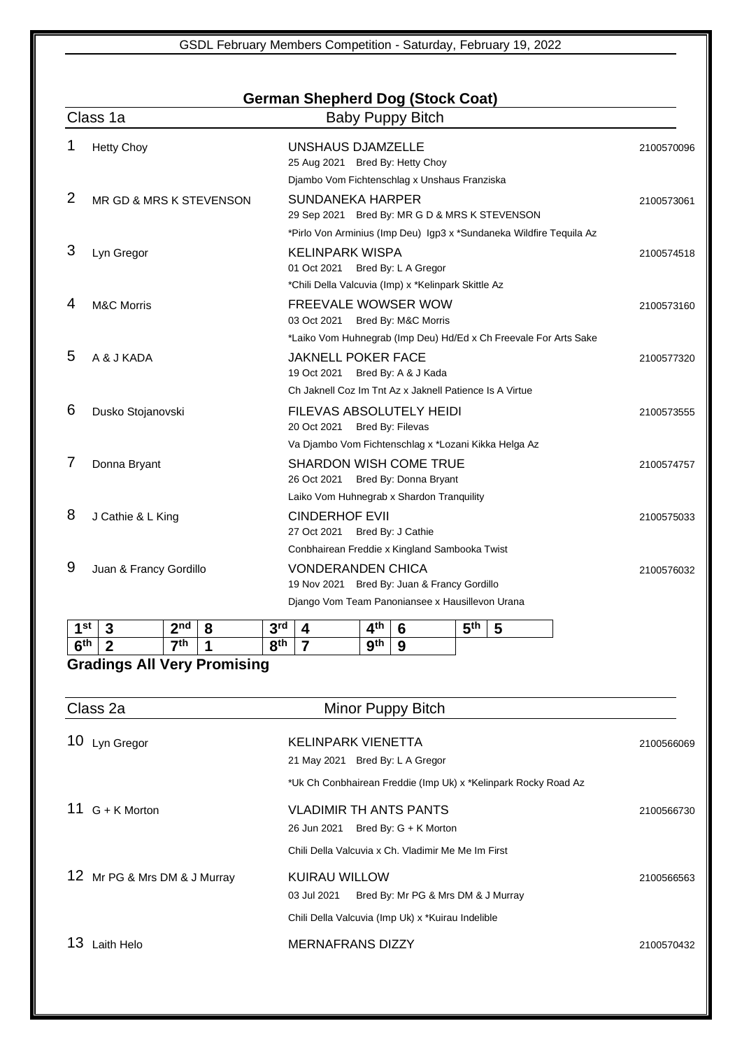GSDL February Members Competition - Saturday, February 19, 2022

## German Shepherd Dog (Stock Coat)

### Class 1a — Baby Puppy Bitch

1 Hetty Choy — **UNSHAUS DJAMZELLE** — 2100570096
25 Aug 2021 Bred By: Hetty Choy
Djambo Vom Fichtenschlag x Unshaus Franziska

2 MR GD & MRS K STEVENSON — **SUNDANEKA HARPER** — 2100573061
29 Sep 2021 Bred By: MR G D & MRS K STEVENSON
*Pirlo Von Arminius (Imp Deu) Igp3 x *Sundaneka Wildfire Tequila Az

3 Lyn Gregor — **KELINPARK WISPA** — 2100574518
01 Oct 2021 Bred By: L A Gregor
*Chili Della Valcuvia (Imp) x *Kelinpark Skittle Az

4 M&C Morris — **FREEVALE WOWSER WOW** — 2100573160
03 Oct 2021 Bred By: M&C Morris
*Laiko Vom Huhnegrab (Imp Deu) Hd/Ed x Ch Freevale For Arts Sake

5 A & J KADA — **JAKNELL POKER FACE** — 2100577320
19 Oct 2021 Bred By: A & J Kada
Ch Jaknell Coz Im Tnt Az x Jaknell Patience Is A Virtue

6 Dusko Stojanovski — **FILEVAS ABSOLUTELY HEIDI** — 2100573555
20 Oct 2021 Bred By: Filevas
Va Djambo Vom Fichtenschlag x *Lozani Kikka Helga Az

7 Donna Bryant — **SHARDON WISH COME TRUE** — 2100574757
26 Oct 2021 Bred By: Donna Bryant
Laiko Vom Huhnegrab x Shardon Tranquility

8 J Cathie & L King — **CINDERHOF EVII** — 2100575033
27 Oct 2021 Bred By: J Cathie
Conbhairean Freddie x Kingland Sambooka Twist

9 Juan & Francy Gordillo — **VONDERANDEN CHICA** — 2100576032
19 Nov 2021 Bred By: Juan & Francy Gordillo
Django Vom Team Panoniansee x Hausillevon Urana

| Place | No. | Place | No. | Place | No. | Place | No. | Place | No. |
|---|---|---|---|---|---|---|---|---|---|
| 1st | 3 | 2nd | 8 | 3rd | 4 | 4th | 6 | 5th | 5 |
| 6th | 2 | 7th | 1 | 8th | 7 | 9th | 9 | | |

**Gradings All Very Promising**

### Class 2a — Minor Puppy Bitch

10 Lyn Gregor — **KELINPARK VIENETTA** — 2100566069
21 May 2021 Bred By: L A Gregor
*Uk Ch Conbhairean Freddie (Imp Uk) x *Kelinpark Rocky Road Az

11 G + K Morton — **VLADIMIR TH ANTS PANTS** — 2100566730
26 Jun 2021 Bred By: G + K Morton
Chili Della Valcuvia x Ch. Vladimir Me Me Im First

12 Mr PG & Mrs DM & J Murray — **KUIRAU WILLOW** — 2100566563
03 Jul 2021 Bred By: Mr PG & Mrs DM & J Murray
Chili Della Valcuvia (Imp Uk) x *Kuirau Indelible

13 Laith Helo — **MERNAFRANS DIZZY** — 2100570432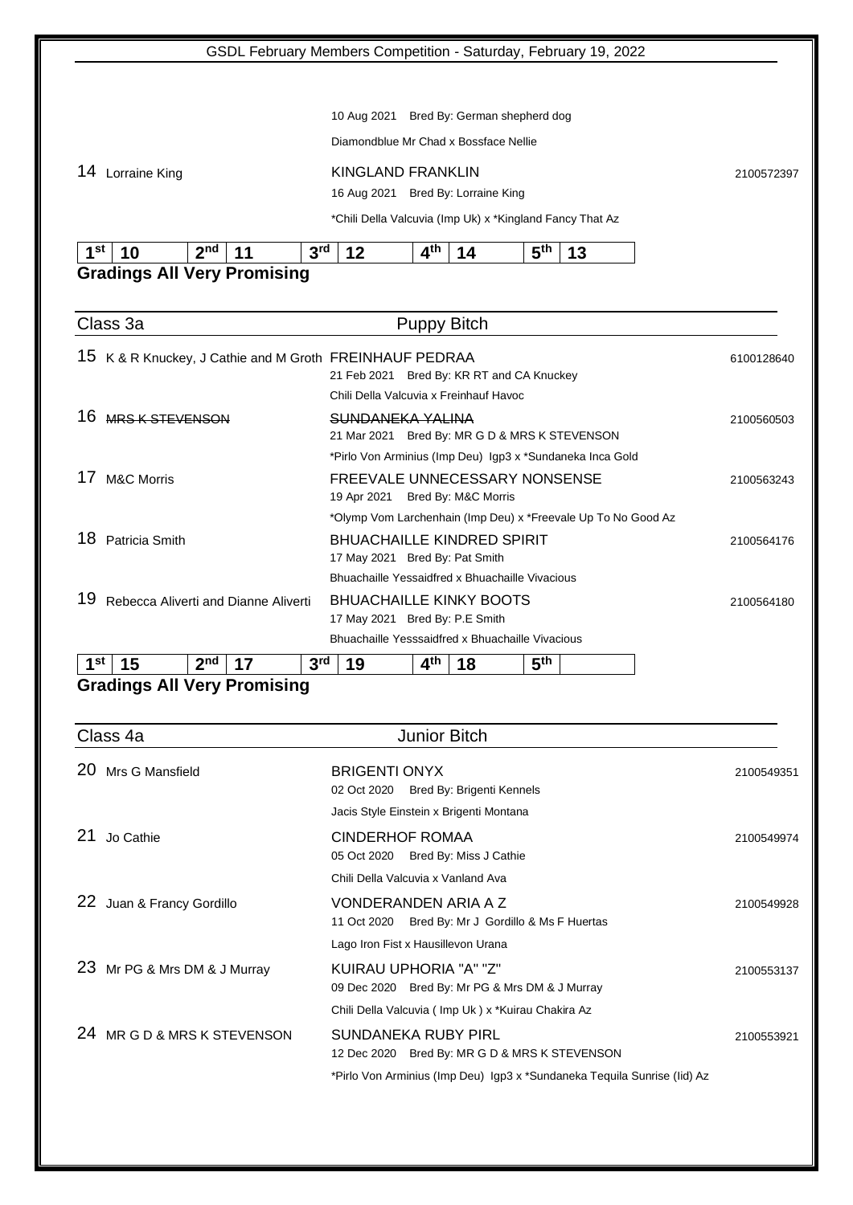10 Aug 2021 Bred By: German shepherd dog

Diamondblue Mr Chad x Bossface Nellie

14 Lorraine King — KINGLAND FRANKLIN — 2100572397

16 Aug 2021 Bred By: Lorraine King

*Chili Della Valcuvia (Imp Uk) x *Kingland Fancy That Az

| 1st | 10 | 2nd | 11 | 3rd | 12 | 4th | 14 | 5th | 13 |
|---|---|---|---|---|---|---|---|---|---|

**Gradings All Very Promising**

## Class 3a — Puppy Bitch

15 K & R Knuckey, J Cathie and M Groth — FREINHAUF PEDRAA — 6100128640

21 Feb 2021 Bred By: KR RT and CA Knuckey

Chili Della Valcuvia x Freinhauf Havoc

16 ~~MRS K STEVENSON~~ — ~~SUNDANEKA YALINA~~ — 2100560503

21 Mar 2021 Bred By: MR G D & MRS K STEVENSON

*Pirlo Von Arminius (Imp Deu) Igp3 x *Sundaneka Inca Gold

17 M&C Morris — FREEVALE UNNECESSARY NONSENSE — 2100563243

19 Apr 2021 Bred By: M&C Morris

*Olymp Vom Larchenhain (Imp Deu) x *Freevale Up To No Good Az

18 Patricia Smith — BHUACHAILLE KINDRED SPIRIT — 2100564176

17 May 2021 Bred By: Pat Smith

Bhuachaille Yessaidfred x Bhuachaille Vivacious

19 Rebecca Aliverti and Dianne Aliverti — BHUACHAILLE KINKY BOOTS — 2100564180

17 May 2021 Bred By: P.E Smith

Bhuachaille Yesssaidfred x Bhuachaille Vivacious

| 1st | 15 | 2nd | 17 | 3rd | 19 | 4th | 18 | 5th | |
|---|---|---|---|---|---|---|---|---|---|

**Gradings All Very Promising**

## Class 4a — Junior Bitch

20 Mrs G Mansfield — BRIGENTI ONYX — 2100549351

02 Oct 2020 Bred By: Brigenti Kennels

Jacis Style Einstein x Brigenti Montana

21 Jo Cathie — CINDERHOF ROMAA — 2100549974

05 Oct 2020 Bred By: Miss J Cathie

Chili Della Valcuvia x Vanland Ava

22 Juan & Francy Gordillo — VONDERANDEN ARIA A Z — 2100549928

11 Oct 2020 Bred By: Mr J Gordillo & Ms F Huertas

Lago Iron Fist x Hausillevon Urana

23 Mr PG & Mrs DM & J Murray — KUIRAU UPHORIA "A" "Z" — 2100553137

09 Dec 2020 Bred By: Mr PG & Mrs DM & J Murray

Chili Della Valcuvia ( Imp Uk ) x *Kuirau Chakira Az

24 MR G D & MRS K STEVENSON — SUNDANEKA RUBY PIRL — 2100553921

12 Dec 2020 Bred By: MR G D & MRS K STEVENSON

*Pirlo Von Arminius (Imp Deu) Igp3 x *Sundaneka Tequila Sunrise (Iid) Az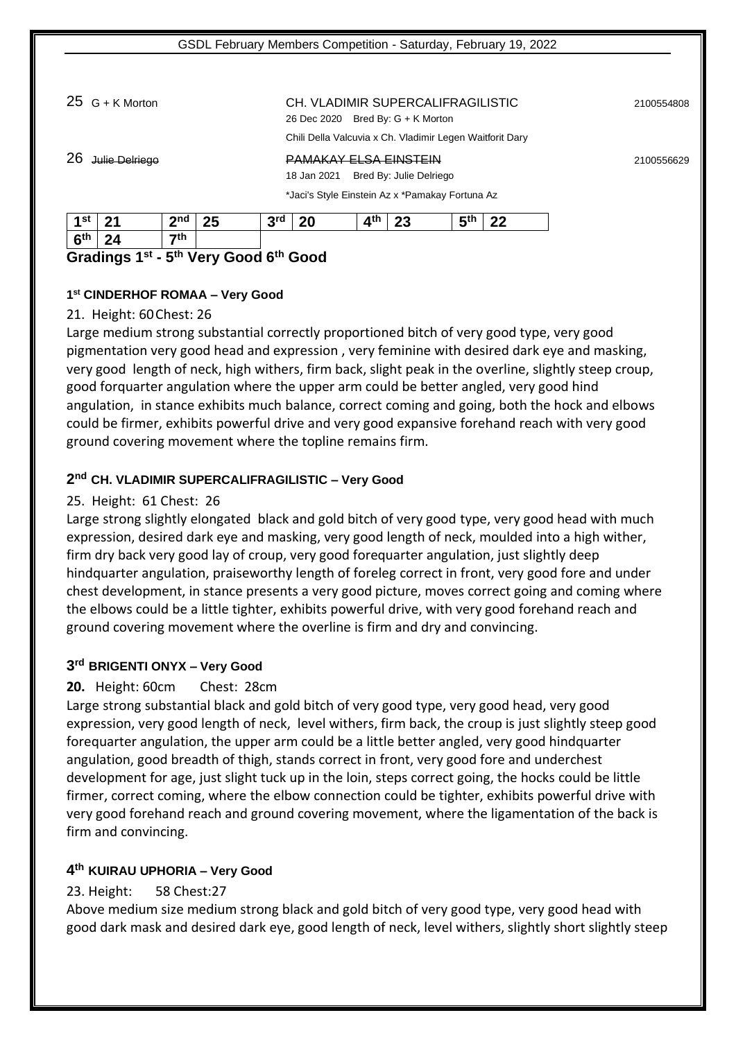25 G + K Morton | CH. VLADIMIR SUPERCALIFRAGILISTIC | 2100554808
26 Dec 2020 Bred By: G + K Morton
Chili Della Valcuvia x Ch. Vladimir Legen Waitforit Dary

26 ~~Julie Delriego~~ | ~~PAMAKAY ELSA EINSTEIN~~ | 2100556629
18 Jan 2021 Bred By: Julie Delriego
*Jaci's Style Einstein Az x *Pamakay Fortuna Az

| 1st | 21 | 2nd | 25 | 3rd | 20 | 4th | 23 | 5th | 22 |
|---|---|---|---|---|---|---|---|---|---|
| 6th | 24 | 7th | | | | | | | |

**Gradings 1st - 5th Very Good 6th Good**

#### 1st CINDERHOF ROMAA – Very Good

21. Height: 60 Chest: 26

Large medium strong substantial correctly proportioned bitch of very good type, very good pigmentation very good head and expression , very feminine with desired dark eye and masking, very good length of neck, high withers, firm back, slight peak in the overline, slightly steep croup, good forquarter angulation where the upper arm could be better angled, very good hind angulation, in stance exhibits much balance, correct coming and going, both the hock and elbows could be firmer, exhibits powerful drive and very good expansive forehand reach with very good ground covering movement where the topline remains firm.

#### 2nd CH. VLADIMIR SUPERCALIFRAGILISTIC – Very Good

25. Height: 61 Chest: 26

Large strong slightly elongated black and gold bitch of very good type, very good head with much expression, desired dark eye and masking, very good length of neck, moulded into a high wither, firm dry back very good lay of croup, very good forequarter angulation, just slightly deep hindquarter angulation, praiseworthy length of foreleg correct in front, very good fore and under chest development, in stance presents a very good picture, moves correct going and coming where the elbows could be a little tighter, exhibits powerful drive, with very good forehand reach and ground covering movement where the overline is firm and dry and convincing.

#### 3rd BRIGENTI ONYX – Very Good

**20.** Height: 60cm Chest: 28cm

Large strong substantial black and gold bitch of very good type, very good head, very good expression, very good length of neck, level withers, firm back, the croup is just slightly steep good forequarter angulation, the upper arm could be a little better angled, very good hindquarter angulation, good breadth of thigh, stands correct in front, very good fore and underchest development for age, just slight tuck up in the loin, steps correct going, the hocks could be little firmer, correct coming, where the elbow connection could be tighter, exhibits powerful drive with very good forehand reach and ground covering movement, where the ligamentation of the back is firm and convincing.

#### 4th KUIRAU UPHORIA – Very Good

23. Height: 58 Chest:27

Above medium size medium strong black and gold bitch of very good type, very good head with good dark mask and desired dark eye, good length of neck, level withers, slightly short slightly steep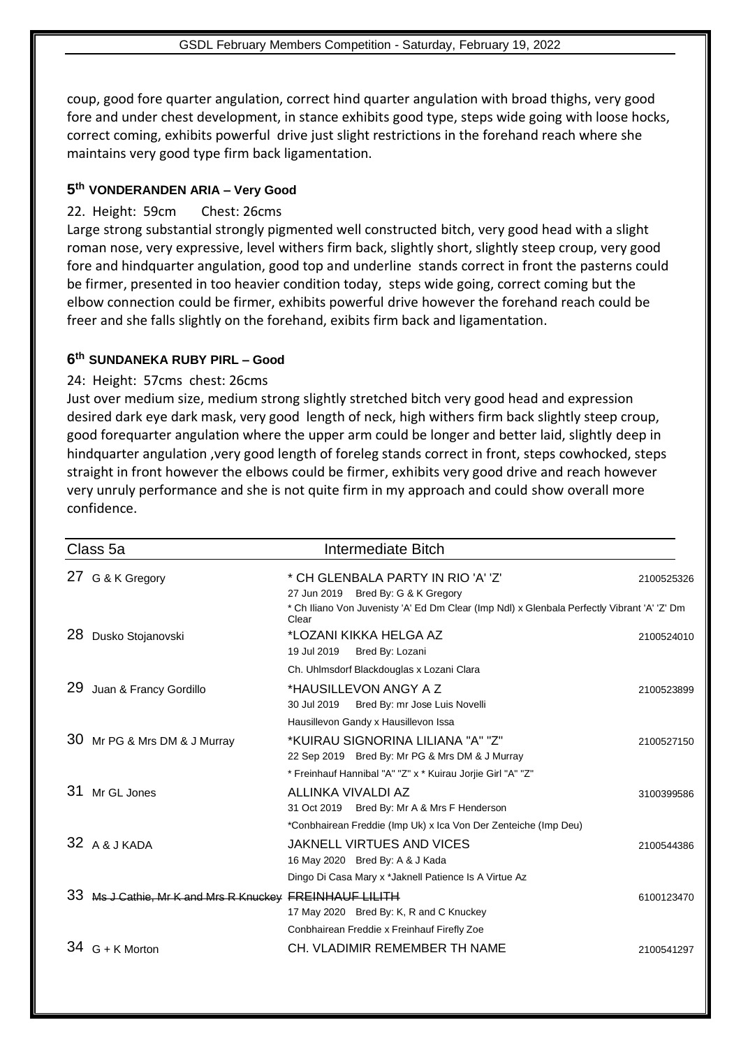coup, good fore quarter angulation, correct hind quarter angulation with broad thighs, very good fore and under chest development, in stance exhibits good type, steps wide going with loose hocks, correct coming, exhibits powerful drive just slight restrictions in the forehand reach where she maintains very good type firm back ligamentation.

### 5th VONDERANDEN ARIA – Very Good

22. Height: 59cm Chest: 26cms

Large strong substantial strongly pigmented well constructed bitch, very good head with a slight roman nose, very expressive, level withers firm back, slightly short, slightly steep croup, very good fore and hindquarter angulation, good top and underline stands correct in front the pasterns could be firmer, presented in too heavier condition today, steps wide going, correct coming but the elbow connection could be firmer, exhibits powerful drive however the forehand reach could be freer and she falls slightly on the forehand, exibits firm back and ligamentation.

### 6th SUNDANEKA RUBY PIRL – Good

24: Height: 57cms chest: 26cms

Just over medium size, medium strong slightly stretched bitch very good head and expression desired dark eye dark mask, very good length of neck, high withers firm back slightly steep croup, good forequarter angulation where the upper arm could be longer and better laid, slightly deep in hindquarter angulation ,very good length of foreleg stands correct in front, steps cowhocked, steps straight in front however the elbows could be firmer, exhibits very good drive and reach however very unruly performance and she is not quite firm in my approach and could show overall more confidence.

## Class 5a Intermediate Bitch

| No. | Owner | Dog | Reg. No. |
|---|---|---|---|
| 27 | G & K Gregory | * CH GLENBALA PARTY IN RIO 'A' 'Z'<br>27 Jun 2019 Bred By: G & K Gregory<br>* Ch Iliano Von Juvenisty 'A' Ed Dm Clear (Imp Ndl) x Glenbala Perfectly Vibrant 'A' 'Z' Dm Clear | 2100525326 |
| 28 | Dusko Stojanovski | *LOZANI KIKKA HELGA AZ<br>19 Jul 2019 Bred By: Lozani<br>Ch. Uhlmsdorf Blackdouglas x Lozani Clara | 2100524010 |
| 29 | Juan & Francy Gordillo | *HAUSILLEVON ANGY A Z<br>30 Jul 2019 Bred By: mr Jose Luis Novelli<br>Hausillevon Gandy x Hausillevon Issa | 2100523899 |
| 30 | Mr PG & Mrs DM & J Murray | *KUIRAU SIGNORINA LILIANA "A" "Z"<br>22 Sep 2019 Bred By: Mr PG & Mrs DM & J Murray<br>* Freinhauf Hannibal "A" "Z" x * Kuirau Jorjie Girl "A" "Z" | 2100527150 |
| 31 | Mr GL Jones | ALLINKA VIVALDI AZ<br>31 Oct 2019 Bred By: Mr A & Mrs F Henderson<br>*Conbhairean Freddie (Imp Uk) x Ica Von Der Zenteiche (Imp Deu) | 3100399586 |
| 32 | A & J KADA | JAKNELL VIRTUES AND VICES<br>16 May 2020 Bred By: A & J Kada<br>Dingo Di Casa Mary x *Jaknell Patience Is A Virtue Az | 2100544386 |
| 33 | ~~Ms J Cathie, Mr K and Mrs R Knuckey~~ | ~~FREINHAUF LILITH~~<br>17 May 2020 Bred By: K, R and C Knuckey<br>Conbhairean Freddie x Freinhauf Firefly Zoe | 6100123470 |
| 34 | G + K Morton | CH. VLADIMIR REMEMBER TH NAME | 2100541297 |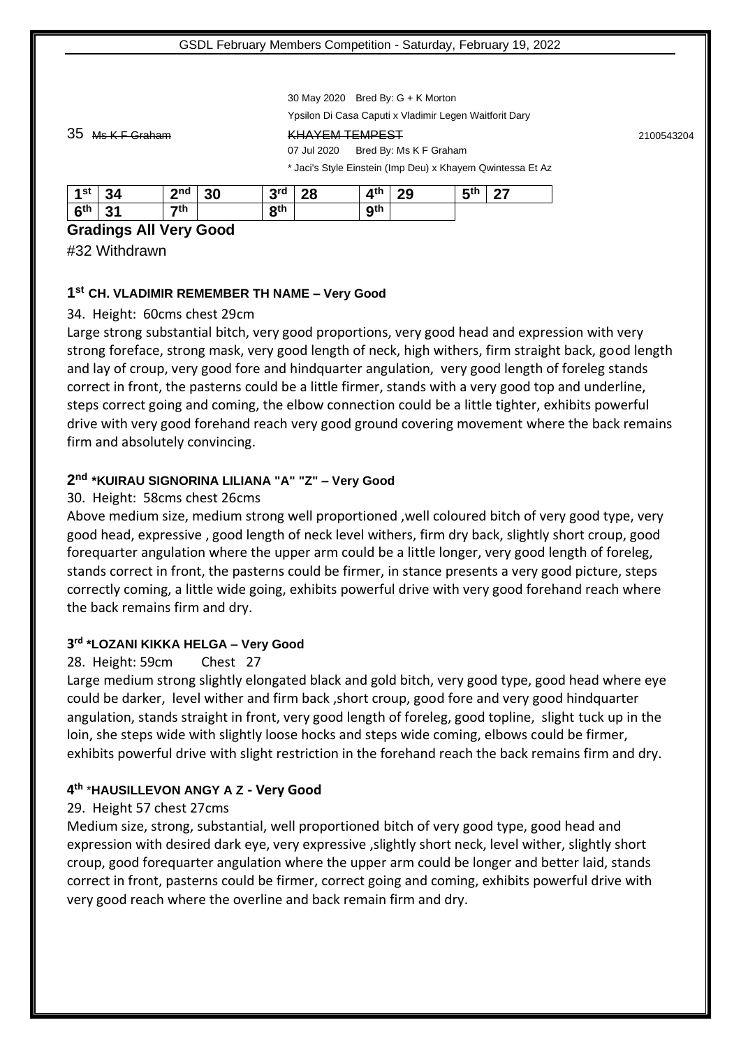30 May 2020 Bred By: G + K Morton

Ypsilon Di Casa Caputi x Vladimir Legen Waitforit Dary

35 ~~Ms K F Graham~~ ~~KHAYEM TEMPEST~~ 2100543204

07 Jul 2020 Bred By: Ms K F Graham

* Jaci's Style Einstein (Imp Deu) x Khayem Qwintessa Et Az

| 1st | 34 | 2nd | 30 | 3rd | 28 | 4th | 29 | 5th | 27 |
|---|---|---|---|---|---|---|---|---|---|
| 6th | 31 | 7th | | 8th | | 9th | | | |

**Gradings All Very Good**

#32 Withdrawn

### 1st CH. VLADIMIR REMEMBER TH NAME – Very Good

34. Height: 60cms chest 29cm

Large strong substantial bitch, very good proportions, very good head and expression with very strong foreface, strong mask, very good length of neck, high withers, firm straight back, good length and lay of croup, very good fore and hindquarter angulation, very good length of foreleg stands correct in front, the pasterns could be a little firmer, stands with a very good top and underline, steps correct going and coming, the elbow connection could be a little tighter, exhibits powerful drive with very good forehand reach very good ground covering movement where the back remains firm and absolutely convincing.

### 2nd *KUIRAU SIGNORINA LILIANA "A" "Z" – Very Good

30. Height: 58cms chest 26cms

Above medium size, medium strong well proportioned ,well coloured bitch of very good type, very good head, expressive , good length of neck level withers, firm dry back, slightly short croup, good forequarter angulation where the upper arm could be a little longer, very good length of foreleg, stands correct in front, the pasterns could be firmer, in stance presents a very good picture, steps correctly coming, a little wide going, exhibits powerful drive with very good forehand reach where the back remains firm and dry.

### 3rd *LOZANI KIKKA HELGA – Very Good

28. Height: 59cm Chest 27

Large medium strong slightly elongated black and gold bitch, very good type, good head where eye could be darker, level wither and firm back ,short croup, good fore and very good hindquarter angulation, stands straight in front, very good length of foreleg, good topline, slight tuck up in the loin, she steps wide with slightly loose hocks and steps wide coming, elbows could be firmer, exhibits powerful drive with slight restriction in the forehand reach the back remains firm and dry.

### 4th *HAUSILLEVON ANGY A Z - Very Good

29. Height 57 chest 27cms

Medium size, strong, substantial, well proportioned bitch of very good type, good head and expression with desired dark eye, very expressive ,slightly short neck, level wither, slightly short croup, good forequarter angulation where the upper arm could be longer and better laid, stands correct in front, pasterns could be firmer, correct going and coming, exhibits powerful drive with very good reach where the overline and back remain firm and dry.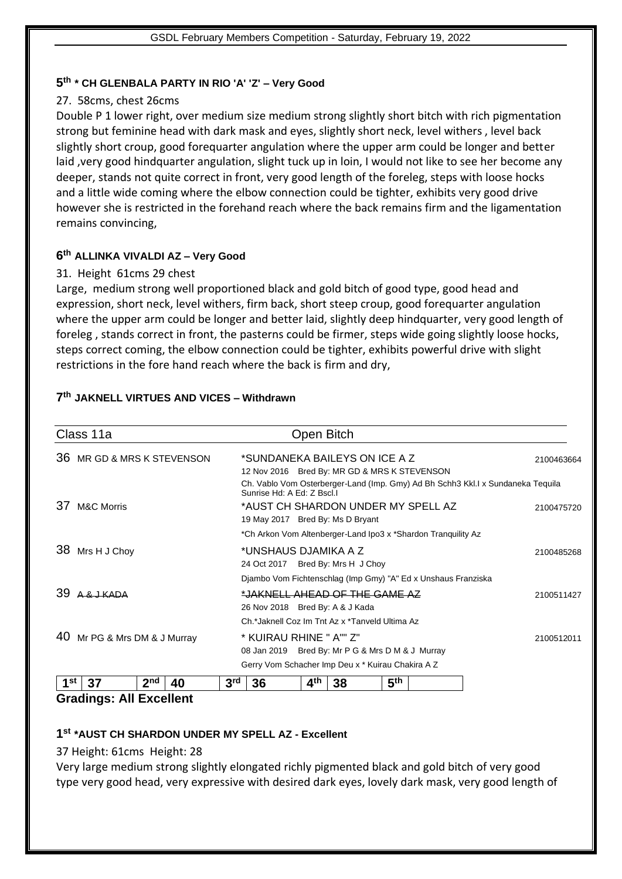### 5th * CH GLENBALA PARTY IN RIO 'A' 'Z' – Very Good

27. 58cms, chest 26cms

Double P 1 lower right, over medium size medium strong slightly short bitch with rich pigmentation strong but feminine head with dark mask and eyes, slightly short neck, level withers , level back slightly short croup, good forequarter angulation where the upper arm could be longer and better laid ,very good hindquarter angulation, slight tuck up in loin, I would not like to see her become any deeper, stands not quite correct in front, very good length of the foreleg, steps with loose hocks and a little wide coming where the elbow connection could be tighter, exhibits very good drive however she is restricted in the forehand reach where the back remains firm and the ligamentation remains convincing,

### 6th ALLINKA VIVALDI AZ – Very Good

31. Height 61cms 29 chest

Large, medium strong well proportioned black and gold bitch of good type, good head and expression, short neck, level withers, firm back, short steep croup, good forequarter angulation where the upper arm could be longer and better laid, slightly deep hindquarter, very good length of foreleg , stands correct in front, the pasterns could be firmer, steps wide going slightly loose hocks, steps correct coming, the elbow connection could be tighter, exhibits powerful drive with slight restrictions in the fore hand reach where the back is firm and dry,

### 7th JAKNELL VIRTUES AND VICES – Withdrawn

## Class 11a — Open Bitch

| No. | Owner | Dog | Reg. No. |
|---|---|---|---|
| 36 | MR GD & MRS K STEVENSON | *SUNDANEKA BAILEYS ON ICE A Z<br>12 Nov 2016 Bred By: MR GD & MRS K STEVENSON<br>Ch. Vablo Vom Osterberger-Land (Imp. Gmy) Ad Bh Schh3 Kkl.I x Sundaneka Tequila Sunrise Hd: A Ed: Z Bscl.I | 2100463664 |
| 37 | M&C Morris | *AUST CH SHARDON UNDER MY SPELL AZ<br>19 May 2017 Bred By: Ms D Bryant<br>*Ch Arkon Vom Altenberger-Land Ipo3 x *Shardon Tranquility Az | 2100475720 |
| 38 | Mrs H J Choy | *UNSHAUS DJAMIKA A Z<br>24 Oct 2017 Bred By: Mrs H J Choy<br>Djambo Vom Fichtenschlag (Imp Gmy) "A" Ed x Unshaus Franziska | 2100485268 |
| 39 | ~~A & J KADA~~ | ~~*JAKNELL AHEAD OF THE GAME AZ~~<br>26 Nov 2018 Bred By: A & J Kada<br>Ch.*Jaknell Coz Im Tnt Az x *Tanveld Ultima Az | 2100511427 |
| 40 | Mr PG & Mrs DM & J Murray | * KUIRAU RHINE " A"" Z"<br>08 Jan 2019 Bred By: Mr P G & Mrs D M & J Murray<br>Gerry Vom Schacher Imp Deu x * Kuirau Chakira A Z | 2100512011 |

| 1st | 2nd | 3rd | 4th | 5th |
|---|---|---|---|---|
| 37 | 40 | 36 | 38 | |

**Gradings: All Excellent**

### 1st *AUST CH SHARDON UNDER MY SPELL AZ - Excellent

37 Height: 61cms Height: 28

Very large medium strong slightly elongated richly pigmented black and gold bitch of very good type very good head, very expressive with desired dark eyes, lovely dark mask, very good length of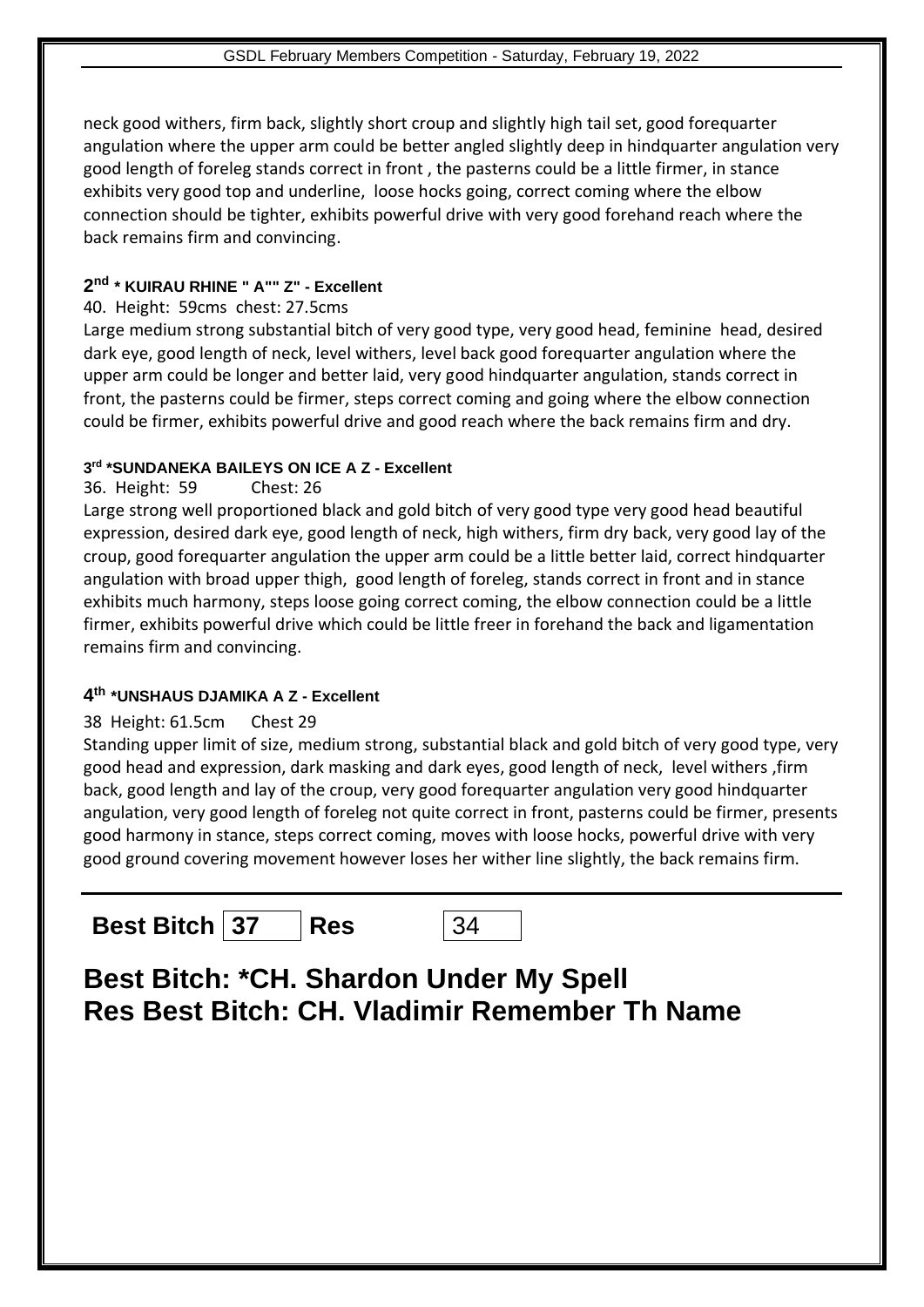neck good withers, firm back, slightly short croup and slightly high tail set, good forequarter angulation where the upper arm could be better angled slightly deep in hindquarter angulation very good length of foreleg stands correct in front , the pasterns could be a little firmer, in stance exhibits very good top and underline, loose hocks going, correct coming where the elbow connection should be tighter, exhibits powerful drive with very good forehand reach where the back remains firm and convincing.

#### 2nd * KUIRAU RHINE " A"" Z" - Excellent

40. Height: 59cms chest: 27.5cms

Large medium strong substantial bitch of very good type, very good head, feminine head, desired dark eye, good length of neck, level withers, level back good forequarter angulation where the upper arm could be longer and better laid, very good hindquarter angulation, stands correct in front, the pasterns could be firmer, steps correct coming and going where the elbow connection could be firmer, exhibits powerful drive and good reach where the back remains firm and dry.

#### 3rd *SUNDANEKA BAILEYS ON ICE A Z - Excellent

36. Height: 59 Chest: 26

Large strong well proportioned black and gold bitch of very good type very good head beautiful expression, desired dark eye, good length of neck, high withers, firm dry back, very good lay of the croup, good forequarter angulation the upper arm could be a little better laid, correct hindquarter angulation with broad upper thigh, good length of foreleg, stands correct in front and in stance exhibits much harmony, steps loose going correct coming, the elbow connection could be a little firmer, exhibits powerful drive which could be little freer in forehand the back and ligamentation remains firm and convincing.

#### 4th *UNSHAUS DJAMIKA A Z - Excellent

38 Height: 61.5cm Chest 29

Standing upper limit of size, medium strong, substantial black and gold bitch of very good type, very good head and expression, dark masking and dark eyes, good length of neck, level withers ,firm back, good length and lay of the croup, very good forequarter angulation very good hindquarter angulation, very good length of foreleg not quite correct in front, pasterns could be firmer, presents good harmony in stance, steps correct coming, moves with loose hocks, powerful drive with very good ground covering movement however loses her wither line slightly, the back remains firm.

---

**Best Bitch** 37 **Res** 34

## Best Bitch: *CH. Shardon Under My Spell
## Res Best Bitch: CH. Vladimir Remember Th Name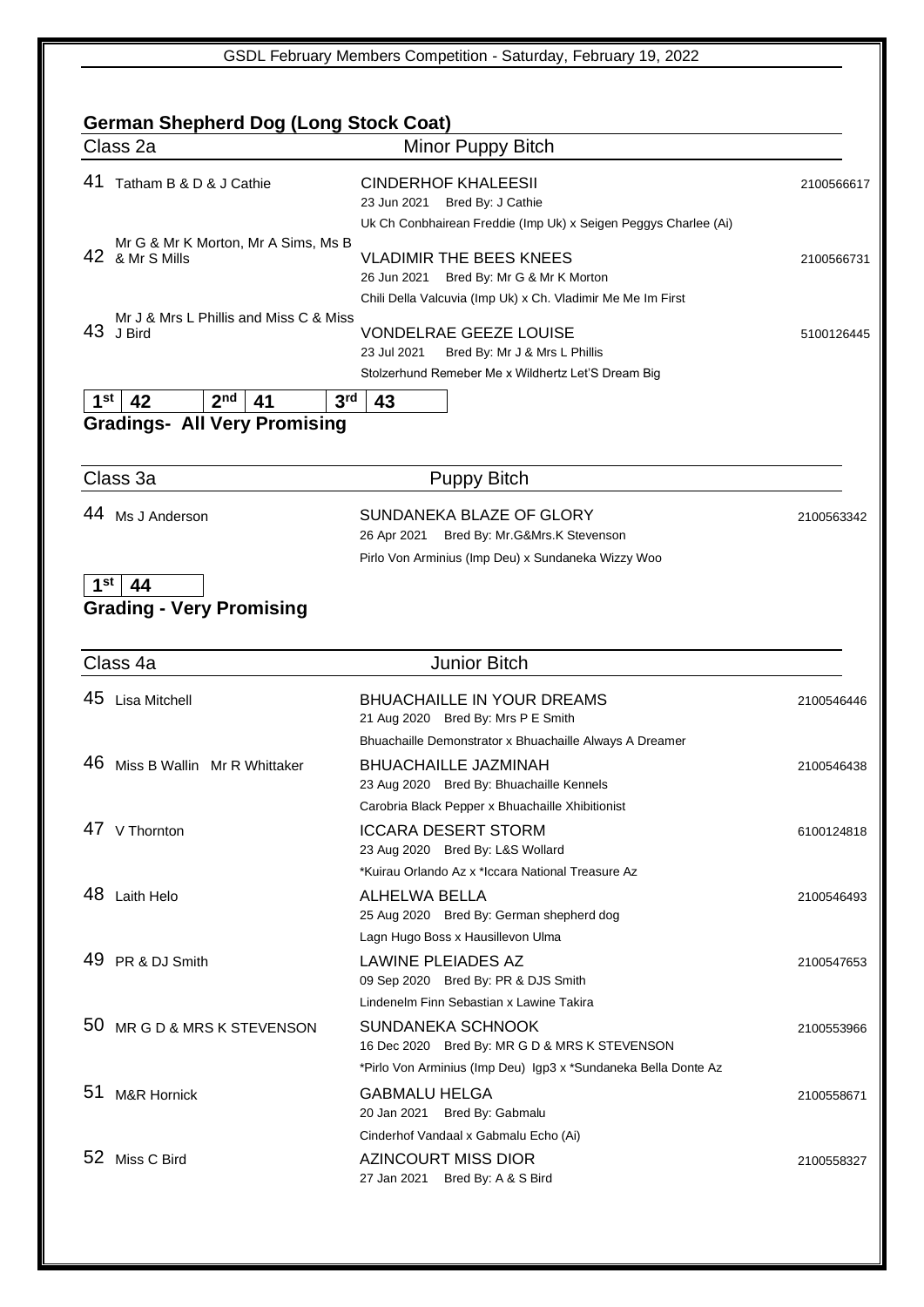## German Shepherd Dog (Long Stock Coat)

### Class 2a — Minor Puppy Bitch

41 Tatham B & D & J Cathie — **CINDERHOF KHALEESII** — 2100566617
23 Jun 2021 Bred By: J Cathie
Uk Ch Conbhairean Freddie (Imp Uk) x Seigen Peggys Charlee (Ai)

42 Mr G & Mr K Morton, Mr A Sims, Ms B & Mr S Mills — **VLADIMIR THE BEES KNEES** — 2100566731
26 Jun 2021 Bred By: Mr G & Mr K Morton
Chili Della Valcuvia (Imp Uk) x Ch. Vladimir Me Me Im First

43 Mr J & Mrs L Phillis and Miss C & Miss J Bird — **VONDELRAE GEEZE LOUISE** — 5100126445
23 Jul 2021 Bred By: Mr J & Mrs L Phillis
Stolzerhund Remeber Me x Wildhertz Let'S Dream Big

| 1st | 42 | 2nd | 41 | 3rd | 43 |
|---|---|---|---|---|---|

**Gradings- All Very Promising**

### Class 3a — Puppy Bitch

44 Ms J Anderson — **SUNDANEKA BLAZE OF GLORY** — 2100563342
26 Apr 2021 Bred By: Mr.G&Mrs.K Stevenson
Pirlo Von Arminius (Imp Deu) x Sundaneka Wizzy Woo

| 1st | 44 |
|---|---|

**Grading - Very Promising**

### Class 4a — Junior Bitch

45 Lisa Mitchell — **BHUACHAILLE IN YOUR DREAMS** — 2100546446
21 Aug 2020 Bred By: Mrs P E Smith
Bhuachaille Demonstrator x Bhuachaille Always A Dreamer

46 Miss B Wallin Mr R Whittaker — **BHUACHAILLE JAZMINAH** — 2100546438
23 Aug 2020 Bred By: Bhuachaille Kennels
Carobria Black Pepper x Bhuachaille Xhibitionist

47 V Thornton — **ICCARA DESERT STORM** — 6100124818
23 Aug 2020 Bred By: L&S Wollard
*Kuirau Orlando Az x *Iccara National Treasure Az

48 Laith Helo — **ALHELWA BELLA** — 2100546493
25 Aug 2020 Bred By: German shepherd dog
Lagn Hugo Boss x Hausillevon Ulma

49 PR & DJ Smith — **LAWINE PLEIADES AZ** — 2100547653
09 Sep 2020 Bred By: PR & DJS Smith
Lindenelm Finn Sebastian x Lawine Takira

50 MR G D & MRS K STEVENSON — **SUNDANEKA SCHNOOK** — 2100553966
16 Dec 2020 Bred By: MR G D & MRS K STEVENSON
*Pirlo Von Arminius (Imp Deu) Igp3 x *Sundaneka Bella Donte Az

51 M&R Hornick — **GABMALU HELGA** — 2100558671
20 Jan 2021 Bred By: Gabmalu
Cinderhof Vandaal x Gabmalu Echo (Ai)

52 Miss C Bird — **AZINCOURT MISS DIOR** — 2100558327
27 Jan 2021 Bred By: A & S Bird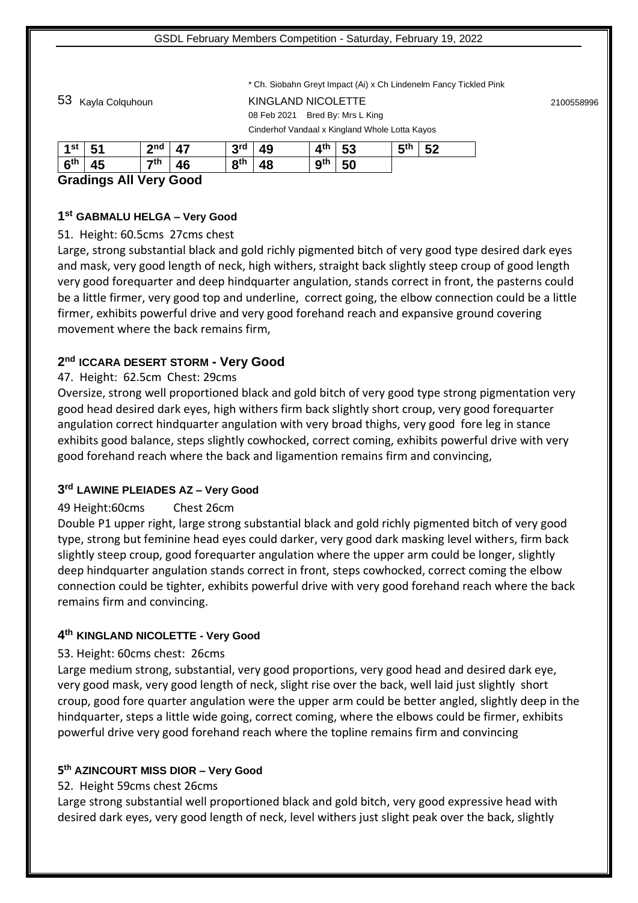\* Ch. Siobahn Greyt Impact (Ai) x Ch Lindenelm Fancy Tickled Pink

53 Kayla Colquhoun KINGLAND NICOLETTE 2100558996

08 Feb 2021 Bred By: Mrs L King

Cinderhof Vandaal x Kingland Whole Lotta Kayos

| 1st | 51 | 2nd | 47 | 3rd | 49 | 4th | 53 | 5th | 52 |
|---|---|---|---|---|---|---|---|---|---|
| 6th | 45 | 7th | 46 | 8th | 48 | 9th | 50 | | |

**Gradings All Very Good**

### 1st GABMALU HELGA – Very Good

51. Height: 60.5cms 27cms chest

Large, strong substantial black and gold richly pigmented bitch of very good type desired dark eyes and mask, very good length of neck, high withers, straight back slightly steep croup of good length very good forequarter and deep hindquarter angulation, stands correct in front, the pasterns could be a little firmer, very good top and underline, correct going, the elbow connection could be a little firmer, exhibits powerful drive and very good forehand reach and expansive ground covering movement where the back remains firm,

### 2nd ICCARA DESERT STORM - Very Good

47. Height: 62.5cm Chest: 29cms

Oversize, strong well proportioned black and gold bitch of very good type strong pigmentation very good head desired dark eyes, high withers firm back slightly short croup, very good forequarter angulation correct hindquarter angulation with very broad thighs, very good fore leg in stance exhibits good balance, steps slightly cowhocked, correct coming, exhibits powerful drive with very good forehand reach where the back and ligamention remains firm and convincing,

### 3rd LAWINE PLEIADES AZ – Very Good

49 Height:60cms Chest 26cm

Double P1 upper right, large strong substantial black and gold richly pigmented bitch of very good type, strong but feminine head eyes could darker, very good dark masking level withers, firm back slightly steep croup, good forequarter angulation where the upper arm could be longer, slightly deep hindquarter angulation stands correct in front, steps cowhocked, correct coming the elbow connection could be tighter, exhibits powerful drive with very good forehand reach where the back remains firm and convincing.

### 4th KINGLAND NICOLETTE - Very Good

53. Height: 60cms chest: 26cms

Large medium strong, substantial, very good proportions, very good head and desired dark eye, very good mask, very good length of neck, slight rise over the back, well laid just slightly short croup, good fore quarter angulation were the upper arm could be better angled, slightly deep in the hindquarter, steps a little wide going, correct coming, where the elbows could be firmer, exhibits powerful drive very good forehand reach where the topline remains firm and convincing

### 5th AZINCOURT MISS DIOR – Very Good

52. Height 59cms chest 26cms

Large strong substantial well proportioned black and gold bitch, very good expressive head with desired dark eyes, very good length of neck, level withers just slight peak over the back, slightly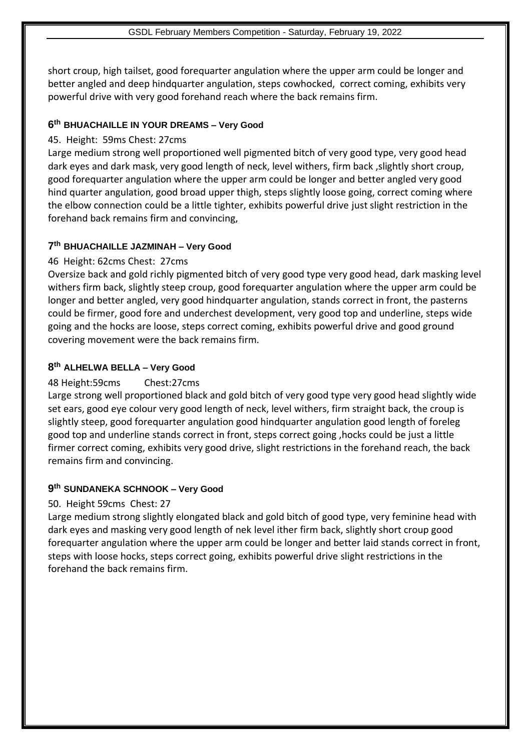short croup, high tailset, good forequarter angulation where the upper arm could be longer and better angled and deep hindquarter angulation, steps cowhocked, correct coming, exhibits very powerful drive with very good forehand reach where the back remains firm.

### 6th BHUACHAILLE IN YOUR DREAMS – Very Good

45. Height: 59ms Chest: 27cms
Large medium strong well proportioned well pigmented bitch of very good type, very good head dark eyes and dark mask, very good length of neck, level withers, firm back ,slightly short croup, good forequarter angulation where the upper arm could be longer and better angled very good hind quarter angulation, good broad upper thigh, steps slightly loose going, correct coming where the elbow connection could be a little tighter, exhibits powerful drive just slight restriction in the forehand back remains firm and convincing,

### 7th BHUACHAILLE JAZMINAH – Very Good

46 Height: 62cms Chest: 27cms
Oversize back and gold richly pigmented bitch of very good type very good head, dark masking level withers firm back, slightly steep croup, good forequarter angulation where the upper arm could be longer and better angled, very good hindquarter angulation, stands correct in front, the pasterns could be firmer, good fore and underchest development, very good top and underline, steps wide going and the hocks are loose, steps correct coming, exhibits powerful drive and good ground covering movement were the back remains firm.

### 8th ALHELWA BELLA – Very Good

48 Height:59cms Chest:27cms
Large strong well proportioned black and gold bitch of very good type very good head slightly wide set ears, good eye colour very good length of neck, level withers, firm straight back, the croup is slightly steep, good forequarter angulation good hindquarter angulation good length of foreleg good top and underline stands correct in front, steps correct going ,hocks could be just a little firmer correct coming, exhibits very good drive, slight restrictions in the forehand reach, the back remains firm and convincing.

### 9th SUNDANEKA SCHNOOK – Very Good

50. Height 59cms Chest: 27
Large medium strong slightly elongated black and gold bitch of good type, very feminine head with dark eyes and masking very good length of nek level ither firm back, slightly short croup good forequarter angulation where the upper arm could be longer and better laid stands correct in front, steps with loose hocks, steps correct going, exhibits powerful drive slight restrictions in the forehand the back remains firm.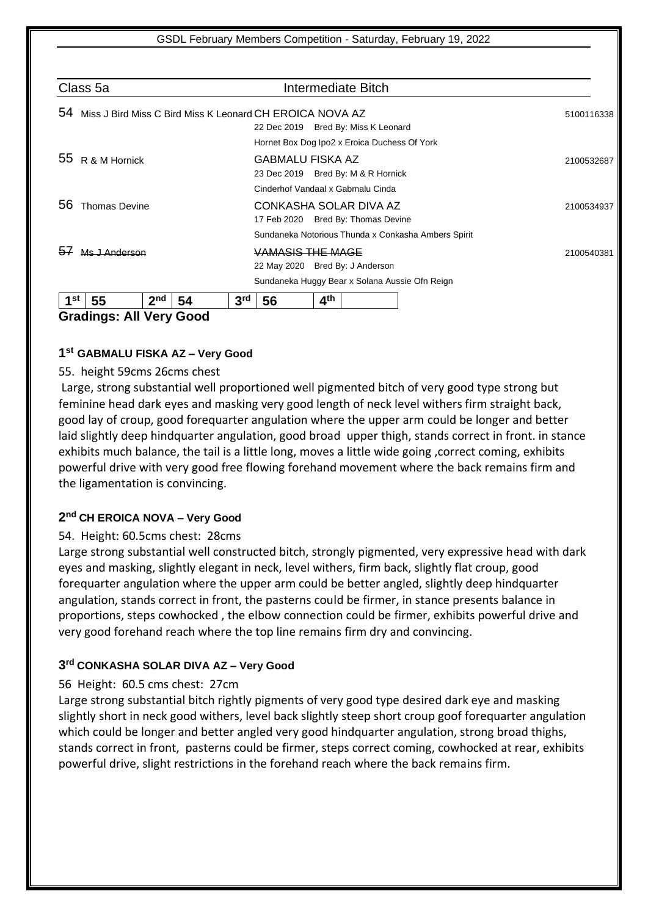## Class 5a — Intermediate Bitch

**54** Miss J Bird Miss C Bird Miss K Leonard — CH EROICA NOVA AZ — 5100116338
22 Dec 2019 Bred By: Miss K Leonard
Hornet Box Dog Ipo2 x Eroica Duchess Of York

**55** R & M Hornick — GABMALU FISKA AZ — 2100532687
23 Dec 2019 Bred By: M & R Hornick
Cinderhof Vandaal x Gabmalu Cinda

**56** Thomas Devine — CONKASHA SOLAR DIVA AZ — 2100534937
17 Feb 2020 Bred By: Thomas Devine
Sundaneka Notorious Thunda x Conkasha Ambers Spirit

**57** ~~Ms J Anderson~~ — ~~VAMASIS THE MAGE~~ — 2100540381
22 May 2020 Bred By: J Anderson
Sundaneka Huggy Bear x Solana Aussie Ofn Reign

| 1st | 55 | 2nd | 54 | 3rd | 56 | 4th | |
|---|---|---|---|---|---|---|---|

**Gradings: All Very Good**

### 1st GABMALU FISKA AZ – Very Good

55. height 59cms 26cms chest

Large, strong substantial well proportioned well pigmented bitch of very good type strong but feminine head dark eyes and masking very good length of neck level withers firm straight back, good lay of croup, good forequarter angulation where the upper arm could be longer and better laid slightly deep hindquarter angulation, good broad upper thigh, stands correct in front. in stance exhibits much balance, the tail is a little long, moves a little wide going ,correct coming, exhibits powerful drive with very good free flowing forehand movement where the back remains firm and the ligamentation is convincing.

### 2nd CH EROICA NOVA – Very Good

54. Height: 60.5cms chest: 28cms

Large strong substantial well constructed bitch, strongly pigmented, very expressive head with dark eyes and masking, slightly elegant in neck, level withers, firm back, slightly flat croup, good forequarter angulation where the upper arm could be better angled, slightly deep hindquarter angulation, stands correct in front, the pasterns could be firmer, in stance presents balance in proportions, steps cowhocked , the elbow connection could be firmer, exhibits powerful drive and very good forehand reach where the top line remains firm dry and convincing.

### 3rd CONKASHA SOLAR DIVA AZ – Very Good

56 Height: 60.5 cms chest: 27cm

Large strong substantial bitch rightly pigments of very good type desired dark eye and masking slightly short in neck good withers, level back slightly steep short croup goof forequarter angulation which could be longer and better angled very good hindquarter angulation, strong broad thighs, stands correct in front, pasterns could be firmer, steps correct coming, cowhocked at rear, exhibits powerful drive, slight restrictions in the forehand reach where the back remains firm.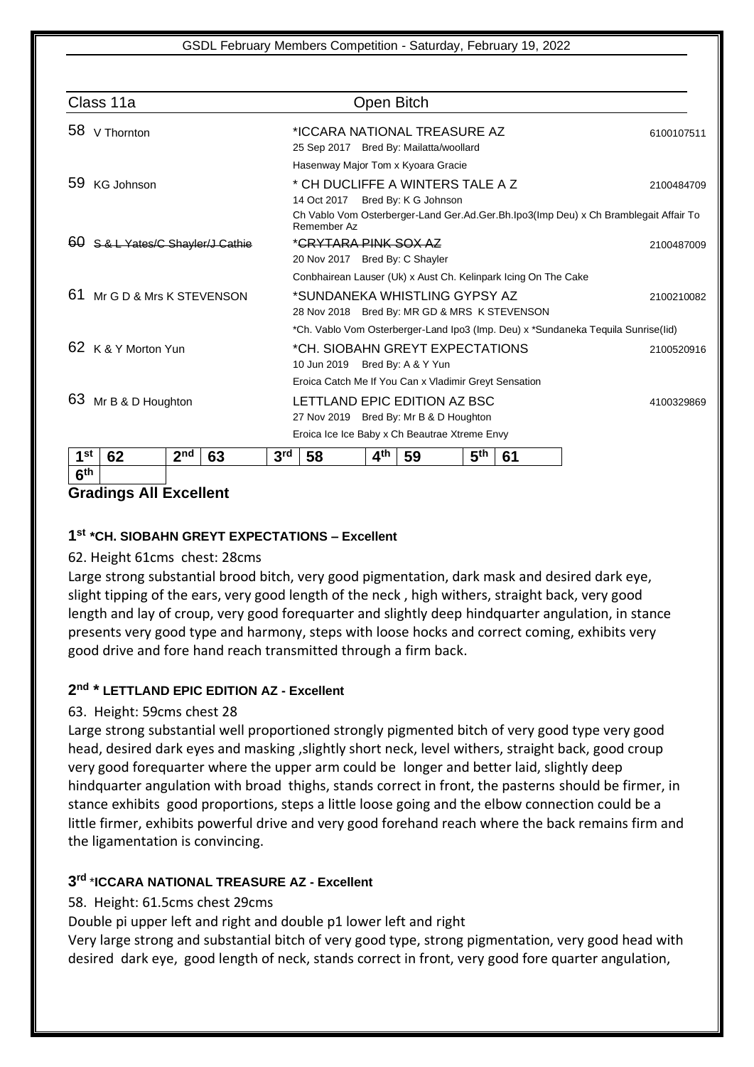## Class 11a — Open Bitch

58 V Thornton — *ICCARA NATIONAL TREASURE AZ — 6100107511
25 Sep 2017 Bred By: Mailatta/woollard
Hasenway Major Tom x Kyoara Gracie

59 KG Johnson — * CH DUCLIFFE A WINTERS TALE A Z — 2100484709
14 Oct 2017 Bred By: K G Johnson
Ch Vablo Vom Osterberger-Land Ger.Ad.Ger.Bh.Ipo3(Imp Deu) x Ch Bramblegait Affair To Remember Az

~~60 S & L Yates/C Shayler/J Cathie~~ — ~~*CRYTARA PINK SOX AZ~~ — 2100487009
20 Nov 2017 Bred By: C Shayler
Conbhairean Lauser (Uk) x Aust Ch. Kelinpark Icing On The Cake

61 Mr G D & Mrs K STEVENSON — *SUNDANEKA WHISTLING GYPSY AZ — 2100210082
28 Nov 2018 Bred By: MR GD & MRS K STEVENSON
*Ch. Vablo Vom Osterberger-Land Ipo3 (Imp. Deu) x *Sundaneka Tequila Sunrise(Iid)

62 K & Y Morton Yun — *CH. SIOBAHN GREYT EXPECTATIONS — 2100520916
10 Jun 2019 Bred By: A & Y Yun
Eroica Catch Me If You Can x Vladimir Greyt Sensation

63 Mr B & D Houghton — LETTLAND EPIC EDITION AZ BSC — 4100329869
27 Nov 2019 Bred By: Mr B & D Houghton
Eroica Ice Ice Baby x Ch Beautrae Xtreme Envy

| 1st | 62 | 2nd | 63 | 3rd | 58 | 4th | 59 | 5th | 61 |
|---|---|---|---|---|---|---|---|---|---|
| 6th | | | | | | | | | |

**Gradings All Excellent**

### 1st *CH. SIOBAHN GREYT EXPECTATIONS – Excellent

62. Height 61cms chest: 28cms

Large strong substantial brood bitch, very good pigmentation, dark mask and desired dark eye, slight tipping of the ears, very good length of the neck , high withers, straight back, very good length and lay of croup, very good forequarter and slightly deep hindquarter angulation, in stance presents very good type and harmony, steps with loose hocks and correct coming, exhibits very good drive and fore hand reach transmitted through a firm back.

### 2nd * LETTLAND EPIC EDITION AZ - Excellent

63. Height: 59cms chest 28

Large strong substantial well proportioned strongly pigmented bitch of very good type very good head, desired dark eyes and masking ,slightly short neck, level withers, straight back, good croup very good forequarter where the upper arm could be longer and better laid, slightly deep hindquarter angulation with broad thighs, stands correct in front, the pasterns should be firmer, in stance exhibits good proportions, steps a little loose going and the elbow connection could be a little firmer, exhibits powerful drive and very good forehand reach where the back remains firm and the ligamentation is convincing.

### 3rd *ICCARA NATIONAL TREASURE AZ - Excellent

58. Height: 61.5cms chest 29cms

Double pi upper left and right and double p1 lower left and right

Very large strong and substantial bitch of very good type, strong pigmentation, very good head with desired dark eye, good length of neck, stands correct in front, very good fore quarter angulation,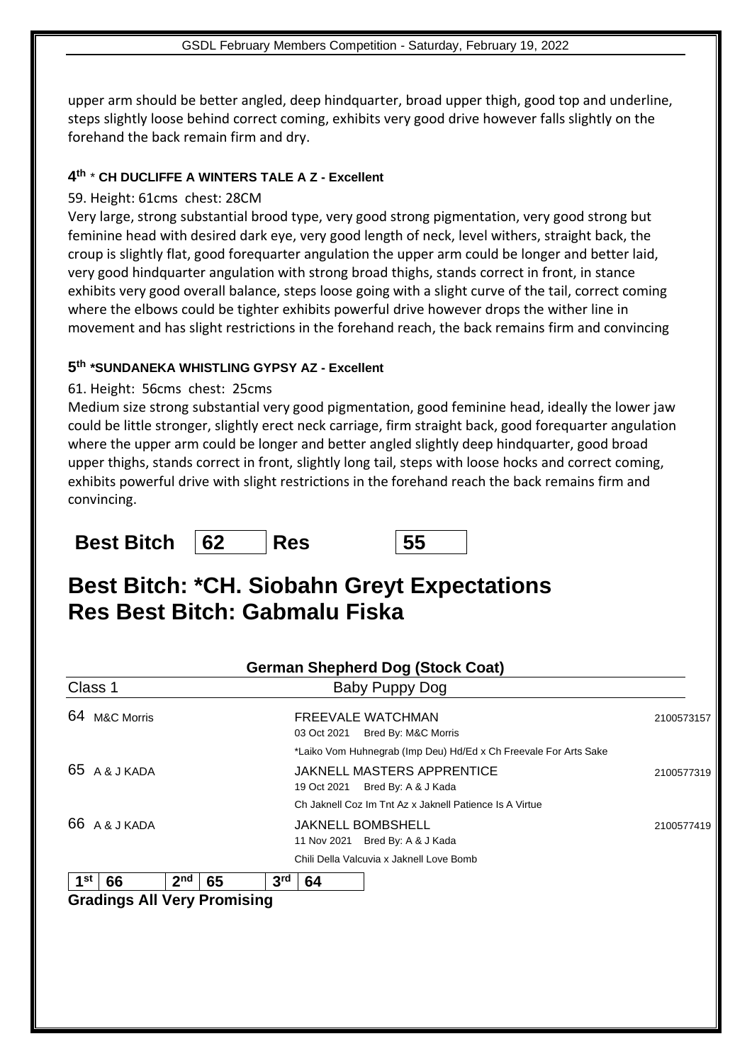upper arm should be better angled, deep hindquarter, broad upper thigh, good top and underline, steps slightly loose behind correct coming, exhibits very good drive however falls slightly on the forehand the back remain firm and dry.

#### 4th * CH DUCLIFFE A WINTERS TALE A Z - Excellent

59. Height: 61cms chest: 28CM

Very large, strong substantial brood type, very good strong pigmentation, very good strong but feminine head with desired dark eye, very good length of neck, level withers, straight back, the croup is slightly flat, good forequarter angulation the upper arm could be longer and better laid, very good hindquarter angulation with strong broad thighs, stands correct in front, in stance exhibits very good overall balance, steps loose going with a slight curve of the tail, correct coming where the elbows could be tighter exhibits powerful drive however drops the wither line in movement and has slight restrictions in the forehand reach, the back remains firm and convincing

#### 5th *SUNDANEKA WHISTLING GYPSY AZ - Excellent

61. Height: 56cms chest: 25cms

Medium size strong substantial very good pigmentation, good feminine head, ideally the lower jaw could be little stronger, slightly erect neck carriage, firm straight back, good forequarter angulation where the upper arm could be longer and better angled slightly deep hindquarter, good broad upper thighs, stands correct in front, slightly long tail, steps with loose hocks and correct coming, exhibits powerful drive with slight restrictions in the forehand reach the back remains firm and convincing.

**Best Bitch** | 62 | **Res** | 55

# Best Bitch: *CH. Siobahn Greyt Expectations
# Res Best Bitch: Gabmalu Fiska

### German Shepherd Dog (Stock Coat)

Class 1 — Baby Puppy Dog

| No. | Owner | Dog / Details | Reg. No. |
|---|---|---|---|
| 64 | M&C Morris | FREEVALE WATCHMAN<br>03 Oct 2021 Bred By: M&C Morris<br>*Laiko Vom Huhnegrab (Imp Deu) Hd/Ed x Ch Freevale For Arts Sake | 2100573157 |
| 65 | A & J KADA | JAKNELL MASTERS APPRENTICE<br>19 Oct 2021 Bred By: A & J Kada<br>Ch Jaknell Coz Im Tnt Az x Jaknell Patience Is A Virtue | 2100577319 |
| 66 | A & J KADA | JAKNELL BOMBSHELL<br>11 Nov 2021 Bred By: A & J Kada<br>Chili Della Valcuvia x Jaknell Love Bomb | 2100577419 |

| 1st | 66 | 2nd | 65 | 3rd | 64 |
|---|---|---|---|---|---|

**Gradings All Very Promising**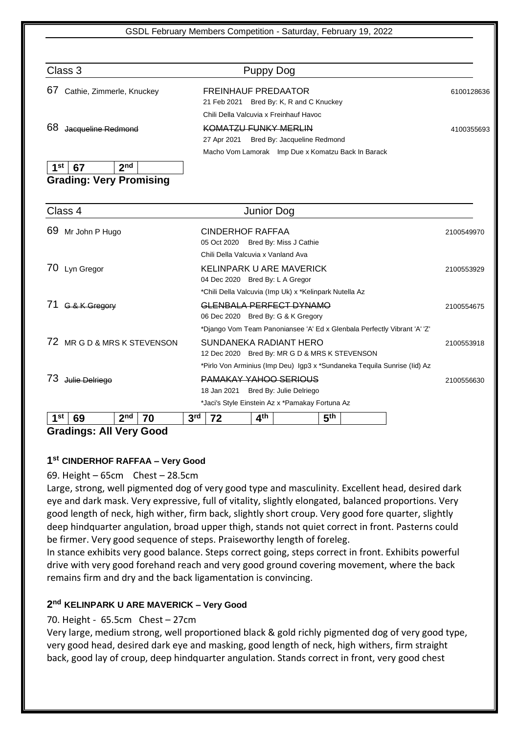## Class 3 — Puppy Dog

67 Cathie, Zimmerle, Knuckey — FREINHAUF PREDAATOR — 6100128636
21 Feb 2021 Bred By: K, R and C Knuckey
Chili Della Valcuvia x Freinhauf Havoc

68 ~~Jacqueline Redmond~~ — ~~KOMATZU FUNKY MERLIN~~ — 4100355693
27 Apr 2021 Bred By: Jacqueline Redmond
Macho Vom Lamorak Imp Due x Komatzu Back In Barack

| 1st | 67 | 2nd | |
|---|---|---|---|

**Grading: Very Promising**

## Class 4 — Junior Dog

69 Mr John P Hugo — CINDERHOF RAFFAA — 2100549970
05 Oct 2020 Bred By: Miss J Cathie
Chili Della Valcuvia x Vanland Ava

70 Lyn Gregor — KELINPARK U ARE MAVERICK — 2100553929
04 Dec 2020 Bred By: L A Gregor
*Chili Della Valcuvia (Imp Uk) x *Kelinpark Nutella Az

71 ~~G & K Gregory~~ — ~~GLENBALA PERFECT DYNAMO~~ — 2100554675
06 Dec 2020 Bred By: G & K Gregory
*Django Vom Team Panoniansee 'A' Ed x Glenbala Perfectly Vibrant 'A' 'Z'

72 MR G D & MRS K STEVENSON — SUNDANEKA RADIANT HERO — 2100553918
12 Dec 2020 Bred By: MR G D & MRS K STEVENSON
*Pirlo Von Arminius (Imp Deu) Igp3 x *Sundaneka Tequila Sunrise (Iid) Az

73 ~~Julie Delriego~~ — ~~PAMAKAY YAHOO SERIOUS~~ — 2100556630
18 Jan 2021 Bred By: Julie Delriego
*Jaci's Style Einstein Az x *Pamakay Fortuna Az

| 1st | 69 | 2nd | 70 | 3rd | 72 | 4th | | 5th | |
|---|---|---|---|---|---|---|---|---|---|

**Gradings: All Very Good**

### 1st CINDERHOF RAFFAA – Very Good

69. Height – 65cm Chest – 28.5cm

Large, strong, well pigmented dog of very good type and masculinity. Excellent head, desired dark eye and dark mask. Very expressive, full of vitality, slightly elongated, balanced proportions. Very good length of neck, high wither, firm back, slightly short croup. Very good fore quarter, slightly deep hindquarter angulation, broad upper thigh, stands not quiet correct in front. Pasterns could be firmer. Very good sequence of steps. Praiseworthy length of foreleg.

In stance exhibits very good balance. Steps correct going, steps correct in front. Exhibits powerful drive with very good forehand reach and very good ground covering movement, where the back remains firm and dry and the back ligamentation is convincing.

### 2nd KELINPARK U ARE MAVERICK – Very Good

70. Height - 65.5cm Chest – 27cm

Very large, medium strong, well proportioned black & gold richly pigmented dog of very good type, very good head, desired dark eye and masking, good length of neck, high withers, firm straight back, good lay of croup, deep hindquarter angulation. Stands correct in front, very good chest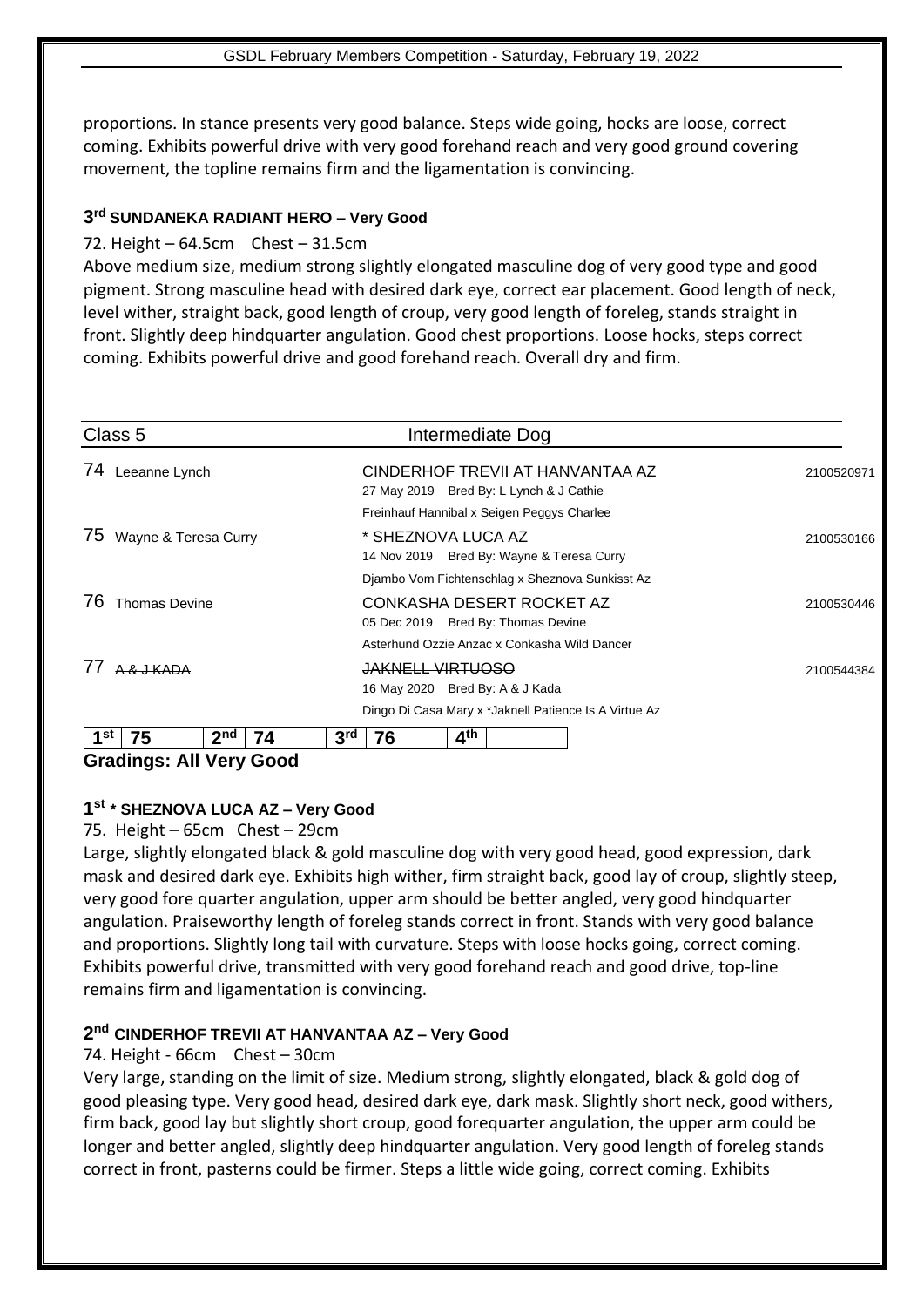proportions. In stance presents very good balance. Steps wide going, hocks are loose, correct coming. Exhibits powerful drive with very good forehand reach and very good ground covering movement, the topline remains firm and the ligamentation is convincing.

### 3rd SUNDANEKA RADIANT HERO – Very Good

72. Height – 64.5cm Chest – 31.5cm

Above medium size, medium strong slightly elongated masculine dog of very good type and good pigment. Strong masculine head with desired dark eye, correct ear placement. Good length of neck, level wither, straight back, good length of croup, very good length of foreleg, stands straight in front. Slightly deep hindquarter angulation. Good chest proportions. Loose hocks, steps correct coming. Exhibits powerful drive and good forehand reach. Overall dry and firm.

## Class 5 Intermediate Dog

| No. | Owner | Dog | Reg. No. |
|---|---|---|---|
| 74 | Leeanne Lynch | CINDERHOF TREVII AT HANVANTAA AZ<br>27 May 2019 Bred By: L Lynch & J Cathie<br>Freinhauf Hannibal x Seigen Peggys Charlee | 2100520971 |
| 75 | Wayne & Teresa Curry | * SHEZNOVA LUCA AZ<br>14 Nov 2019 Bred By: Wayne & Teresa Curry<br>Djambo Vom Fichtenschlag x Sheznova Sunkisst Az | 2100530166 |
| 76 | Thomas Devine | CONKASHA DESERT ROCKET AZ<br>05 Dec 2019 Bred By: Thomas Devine<br>Asterhund Ozzie Anzac x Conkasha Wild Dancer | 2100530446 |
| 77 | ~~A & J KADA~~ | ~~JAKNELL VIRTUOSO~~<br>16 May 2020 Bred By: A & J Kada<br>Dingo Di Casa Mary x *Jaknell Patience Is A Virtue Az | 2100544384 |

| 1st | 75 | 2nd | 74 | 3rd | 76 | 4th | |
|---|---|---|---|---|---|---|---|

**Gradings: All Very Good**

### 1st * SHEZNOVA LUCA AZ – Very Good

75. Height – 65cm Chest – 29cm

Large, slightly elongated black & gold masculine dog with very good head, good expression, dark mask and desired dark eye. Exhibits high wither, firm straight back, good lay of croup, slightly steep, very good fore quarter angulation, upper arm should be better angled, very good hindquarter angulation. Praiseworthy length of foreleg stands correct in front. Stands with very good balance and proportions. Slightly long tail with curvature. Steps with loose hocks going, correct coming. Exhibits powerful drive, transmitted with very good forehand reach and good drive, top-line remains firm and ligamentation is convincing.

### 2nd CINDERHOF TREVII AT HANVANTAA AZ – Very Good

74. Height - 66cm Chest – 30cm

Very large, standing on the limit of size. Medium strong, slightly elongated, black & gold dog of good pleasing type. Very good head, desired dark eye, dark mask. Slightly short neck, good withers, firm back, good lay but slightly short croup, good forequarter angulation, the upper arm could be longer and better angled, slightly deep hindquarter angulation. Very good length of foreleg stands correct in front, pasterns could be firmer. Steps a little wide going, correct coming. Exhibits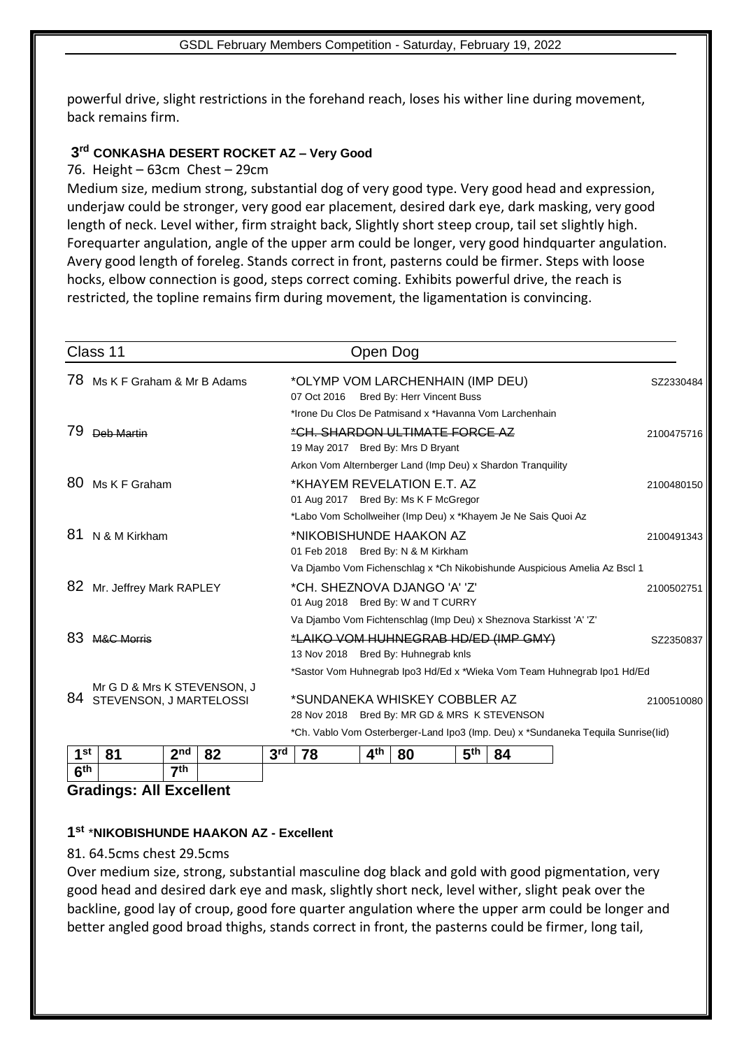powerful drive, slight restrictions in the forehand reach, loses his wither line during movement, back remains firm.

### 3rd CONKASHA DESERT ROCKET AZ – Very Good

76. Height – 63cm Chest – 29cm

Medium size, medium strong, substantial dog of very good type. Very good head and expression, underjaw could be stronger, very good ear placement, desired dark eye, dark masking, very good length of neck. Level wither, firm straight back, Slightly short steep croup, tail set slightly high. Forequarter angulation, angle of the upper arm could be longer, very good hindquarter angulation. Avery good length of foreleg. Stands correct in front, pasterns could be firmer. Steps with loose hocks, elbow connection is good, steps correct coming. Exhibits powerful drive, the reach is restricted, the topline remains firm during movement, the ligamentation is convincing.

## Class 11 Open Dog

| No. | Owner | Dog | Reg. No. |
|---|---|---|---|
| 78 | Ms K F Graham & Mr B Adams | *OLYMP VOM LARCHENHAIN (IMP DEU)<br>07 Oct 2016 Bred By: Herr Vincent Buss<br>*Irone Du Clos De Patmisand x *Havanna Vom Larchenhain | SZ2330484 |
| 79 | ~~Deb Martin~~ | ~~*CH. SHARDON ULTIMATE FORCE AZ~~<br>19 May 2017 Bred By: Mrs D Bryant<br>Arkon Vom Alternberger Land (Imp Deu) x Shardon Tranquility | 2100475716 |
| 80 | Ms K F Graham | *KHAYEM REVELATION E.T. AZ<br>01 Aug 2017 Bred By: Ms K F McGregor<br>*Labo Vom Schollweiher (Imp Deu) x *Khayem Je Ne Sais Quoi Az | 2100480150 |
| 81 | N & M Kirkham | *NIKOBISHUNDE HAAKON AZ<br>01 Feb 2018 Bred By: N & M Kirkham<br>Va Djambo Vom Fichenschlag x *Ch Nikobishunde Auspicious Amelia Az Bscl 1 | 2100491343 |
| 82 | Mr. Jeffrey Mark RAPLEY | *CH. SHEZNOVA DJANGO 'A' 'Z'<br>01 Aug 2018 Bred By: W and T CURRY<br>Va Djambo Vom Fichtenschlag (Imp Deu) x Sheznova Starkisst 'A' 'Z' | 2100502751 |
| 83 | ~~M&C Morris~~ | ~~*LAIKO VOM HUHNEGRAB HD/ED (IMP GMY)~~<br>13 Nov 2018 Bred By: Huhnegrab knls<br>*Sastor Vom Huhnegrab Ipo3 Hd/Ed x *Wieka Vom Team Huhnegrab Ipo1 Hd/Ed | SZ2350837 |
| 84 | Mr G D & Mrs K STEVENSON, J STEVENSON, J MARTELOSSI | *SUNDANEKA WHISKEY COBBLER AZ<br>28 Nov 2018 Bred By: MR GD & MRS K STEVENSON<br>*Ch. Vablo Vom Osterberger-Land Ipo3 (Imp. Deu) x *Sundaneka Tequila Sunrise(Iid) | 2100510080 |

| 1st | 81 | 2nd | 82 | 3rd | 78 | 4th | 80 | 5th | 84 |
|---|---|---|---|---|---|---|---|---|---|
| 6th | | 7th | | | | | | | |

**Gradings: All Excellent**

### 1st *NIKOBISHUNDE HAAKON AZ - Excellent

81. 64.5cms chest 29.5cms

Over medium size, strong, substantial masculine dog black and gold with good pigmentation, very good head and desired dark eye and mask, slightly short neck, level wither, slight peak over the backline, good lay of croup, good fore quarter angulation where the upper arm could be longer and better angled good broad thighs, stands correct in front, the pasterns could be firmer, long tail,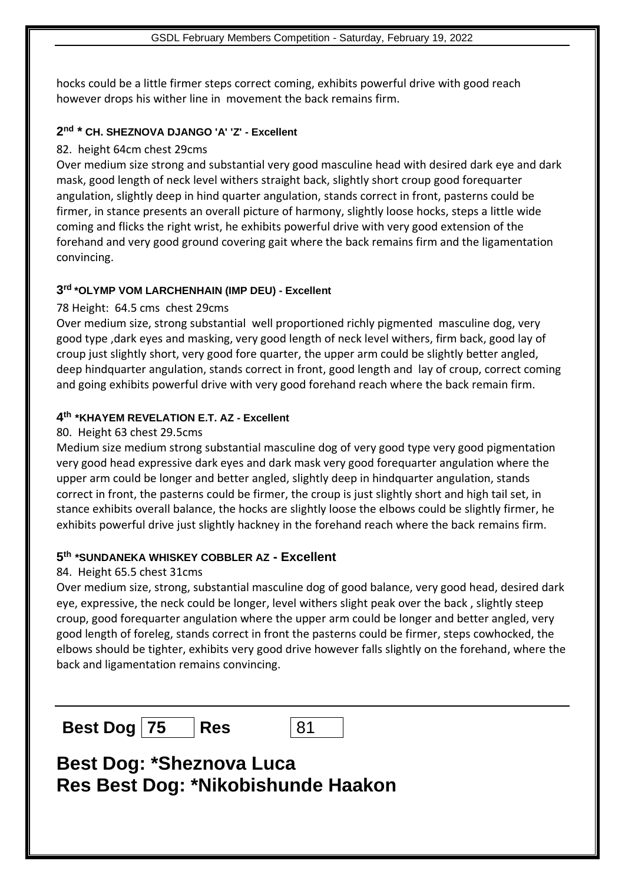hocks could be a little firmer steps correct coming, exhibits powerful drive with good reach however drops his wither line in movement the back remains firm.

### 2nd * CH. SHEZNOVA DJANGO 'A' 'Z' - Excellent

82. height 64cm chest 29cms

Over medium size strong and substantial very good masculine head with desired dark eye and dark mask, good length of neck level withers straight back, slightly short croup good forequarter angulation, slightly deep in hind quarter angulation, stands correct in front, pasterns could be firmer, in stance presents an overall picture of harmony, slightly loose hocks, steps a little wide coming and flicks the right wrist, he exhibits powerful drive with very good extension of the forehand and very good ground covering gait where the back remains firm and the ligamentation convincing.

### 3rd *OLYMP VOM LARCHENHAIN (IMP DEU) - Excellent

78 Height: 64.5 cms chest 29cms

Over medium size, strong substantial well proportioned richly pigmented masculine dog, very good type ,dark eyes and masking, very good length of neck level withers, firm back, good lay of croup just slightly short, very good fore quarter, the upper arm could be slightly better angled, deep hindquarter angulation, stands correct in front, good length and lay of croup, correct coming and going exhibits powerful drive with very good forehand reach where the back remain firm.

### 4th *KHAYEM REVELATION E.T. AZ - Excellent

80. Height 63 chest 29.5cms

Medium size medium strong substantial masculine dog of very good type very good pigmentation very good head expressive dark eyes and dark mask very good forequarter angulation where the upper arm could be longer and better angled, slightly deep in hindquarter angulation, stands correct in front, the pasterns could be firmer, the croup is just slightly short and high tail set, in stance exhibits overall balance, the hocks are slightly loose the elbows could be slightly firmer, he exhibits powerful drive just slightly hackney in the forehand reach where the back remains firm.

### 5th *SUNDANEKA WHISKEY COBBLER AZ - Excellent

84. Height 65.5 chest 31cms

Over medium size, strong, substantial masculine dog of good balance, very good head, desired dark eye, expressive, the neck could be longer, level withers slight peak over the back , slightly steep croup, good forequarter angulation where the upper arm could be longer and better angled, very good length of foreleg, stands correct in front the pasterns could be firmer, steps cowhocked, the elbows should be tighter, exhibits very good drive however falls slightly on the forehand, where the back and ligamentation remains convincing.

---

**Best Dog** | **75** | **Res** | 81

## Best Dog: *Sheznova Luca
## Res Best Dog: *Nikobishunde Haakon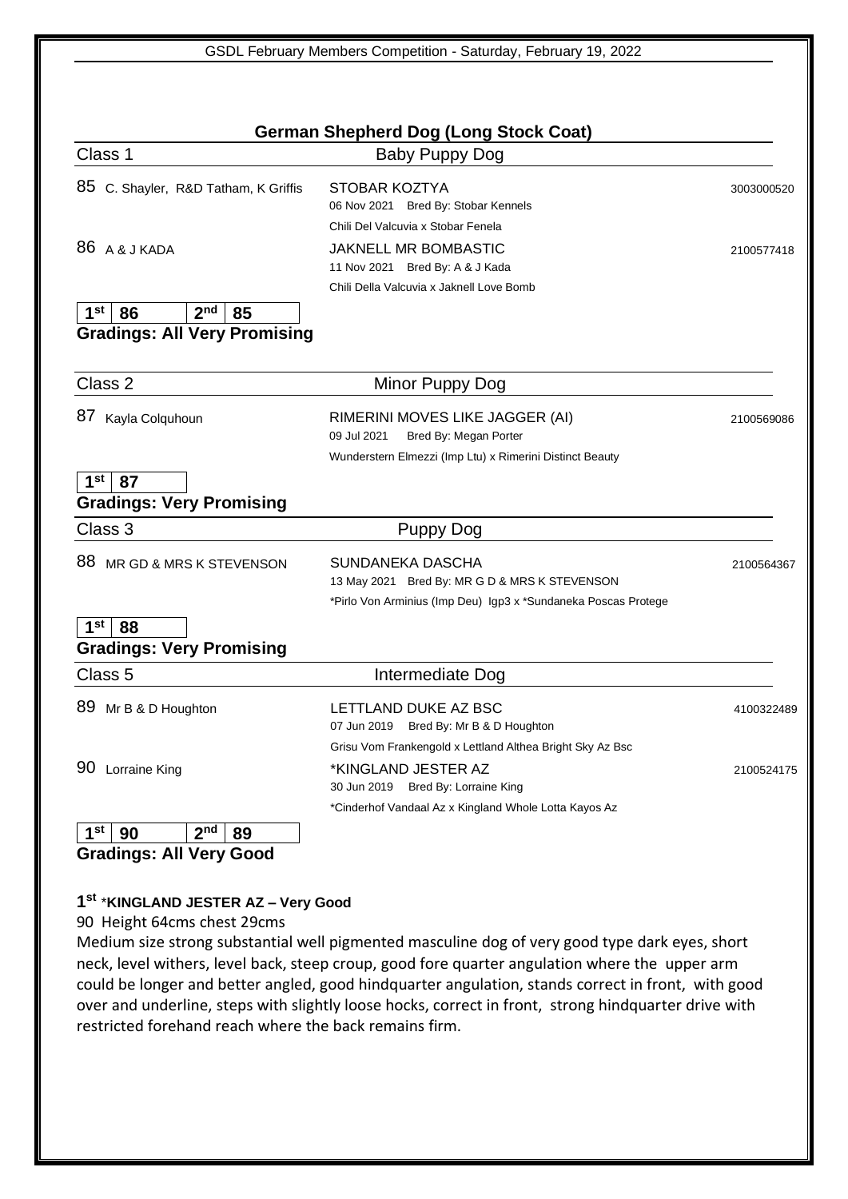## German Shepherd Dog (Long Stock Coat)

### Class 1 — Baby Puppy Dog

85 C. Shayler, R&D Tatham, K Griffis — STOBAR KOZTYA — 3003000520
06 Nov 2021 Bred By: Stobar Kennels
Chili Del Valcuvia x Stobar Fenela

86 A & J KADA — JAKNELL MR BOMBASTIC — 2100577418
11 Nov 2021 Bred By: A & J Kada
Chili Della Valcuvia x Jaknell Love Bomb

| 1st | 86 | 2nd | 85 |
|---|---|---|---|

**Gradings: All Very Promising**

### Class 2 — Minor Puppy Dog

87 Kayla Colquhoun — RIMERINI MOVES LIKE JAGGER (AI) — 2100569086
09 Jul 2021 Bred By: Megan Porter
Wunderstern Elmezzi (Imp Ltu) x Rimerini Distinct Beauty

| 1st | 87 |
|---|---|

**Gradings: Very Promising**

### Class 3 — Puppy Dog

88 MR GD & MRS K STEVENSON — SUNDANEKA DASCHA — 2100564367
13 May 2021 Bred By: MR G D & MRS K STEVENSON
*Pirlo Von Arminius (Imp Deu) Igp3 x *Sundaneka Poscas Protege

| 1st | 88 |
|---|---|

**Gradings: Very Promising**

### Class 5 — Intermediate Dog

89 Mr B & D Houghton — LETTLAND DUKE AZ BSC — 4100322489
07 Jun 2019 Bred By: Mr B & D Houghton
Grisu Vom Frankengold x Lettland Althea Bright Sky Az Bsc

90 Lorraine King — *KINGLAND JESTER AZ — 2100524175
30 Jun 2019 Bred By: Lorraine King
*Cinderhof Vandaal Az x Kingland Whole Lotta Kayos Az

| 1st | 90 | 2nd | 89 |
|---|---|---|---|

**Gradings: All Very Good**

**1st *KINGLAND JESTER AZ – Very Good**

90 Height 64cms chest 29cms

Medium size strong substantial well pigmented masculine dog of very good type dark eyes, short neck, level withers, level back, steep croup, good fore quarter angulation where the upper arm could be longer and better angled, good hindquarter angulation, stands correct in front, with good over and underline, steps with slightly loose hocks, correct in front, strong hindquarter drive with restricted forehand reach where the back remains firm.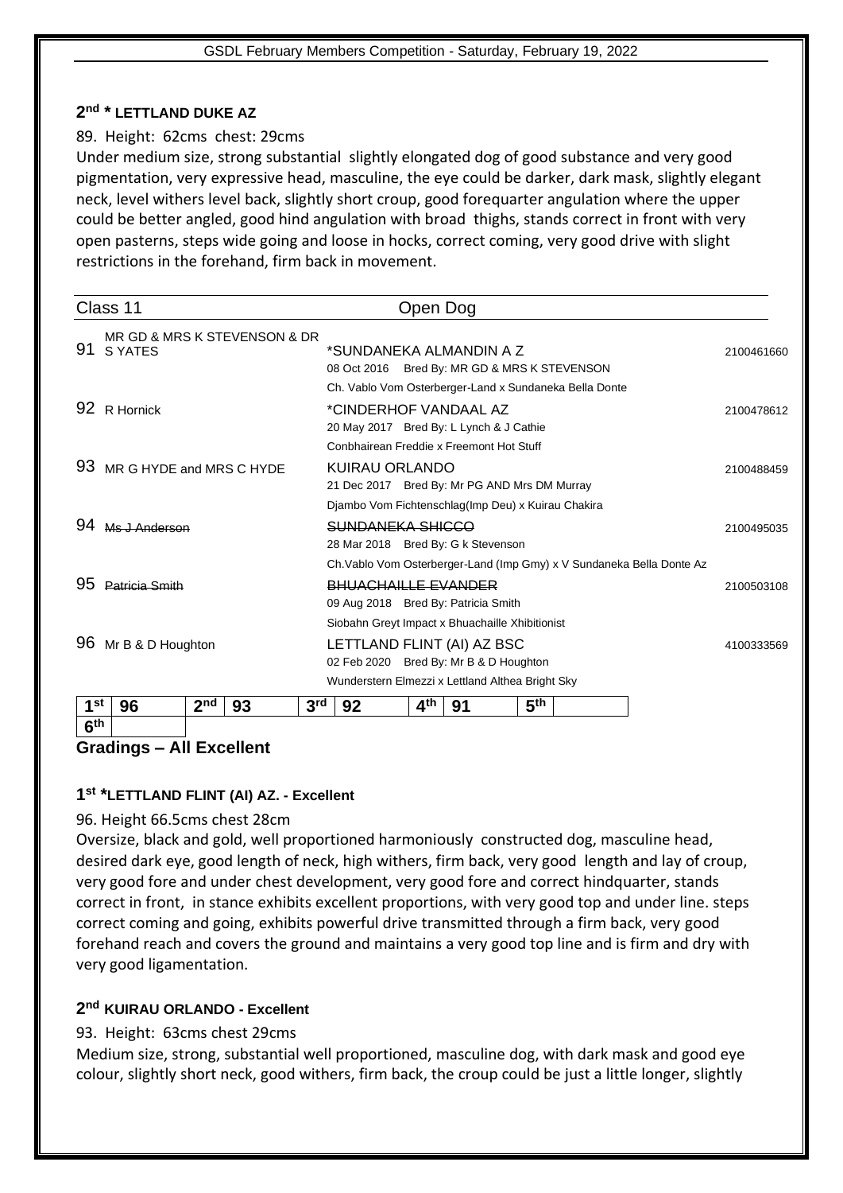## 2[nd] * LETTLAND DUKE AZ

89. Height: 62cms chest: 29cms

Under medium size, strong substantial slightly elongated dog of good substance and very good pigmentation, very expressive head, masculine, the eye could be darker, dark mask, slightly elegant neck, level withers level back, slightly short croup, good forequarter angulation where the upper could be better angled, good hind angulation with broad thighs, stands correct in front with very open pasterns, steps wide going and loose in hocks, correct coming, very good drive with slight restrictions in the forehand, firm back in movement.

## Class 11 — Open Dog

| No. | Owner | Dog | Reg. No. |
|---|---|---|---|
| 91 | MR GD & MRS K STEVENSON & DR S YATES | *SUNDANEKA ALMANDIN A Z<br>08 Oct 2016 Bred By: MR GD & MRS K STEVENSON<br>Ch. Vablo Vom Osterberger-Land x Sundaneka Bella Donte | 2100461660 |
| 92 | R Hornick | *CINDERHOF VANDAAL AZ<br>20 May 2017 Bred By: L Lynch & J Cathie<br>Conbhairean Freddie x Freemont Hot Stuff | 2100478612 |
| 93 | MR G HYDE and MRS C HYDE | KUIRAU ORLANDO<br>21 Dec 2017 Bred By: Mr PG AND Mrs DM Murray<br>Djambo Vom Fichtenschlag(Imp Deu) x Kuirau Chakira | 2100488459 |
| 94 | ~~Ms J Anderson~~ | ~~SUNDANEKA SHICCO~~<br>28 Mar 2018 Bred By: G k Stevenson<br>Ch.Vablo Vom Osterberger-Land (Imp Gmy) x V Sundaneka Bella Donte Az | 2100495035 |
| 95 | ~~Patricia Smith~~ | ~~BHUACHAILLE EVANDER~~<br>09 Aug 2018 Bred By: Patricia Smith<br>Siobahn Greyt Impact x Bhuachaille Xhibitionist | 2100503108 |
| 96 | Mr B & D Houghton | LETTLAND FLINT (AI) AZ BSC<br>02 Feb 2020 Bred By: Mr B & D Houghton<br>Wunderstern Elmezzi x Lettland Althea Bright Sky | 4100333569 |

| 1[st] | 96 | 2[nd] | 93 | 3[rd] | 92 | 4[th] | 91 | 5[th] | |
|---|---|---|---|---|---|---|---|---|---|
| 6[th] | | | | | | | | | |

**Gradings – All Excellent**

## 1[st] *LETTLAND FLINT (AI) AZ. - Excellent

96. Height 66.5cms chest 28cm

Oversize, black and gold, well proportioned harmoniously constructed dog, masculine head, desired dark eye, good length of neck, high withers, firm back, very good length and lay of croup, very good fore and under chest development, very good fore and correct hindquarter, stands correct in front, in stance exhibits excellent proportions, with very good top and under line. steps correct coming and going, exhibits powerful drive transmitted through a firm back, very good forehand reach and covers the ground and maintains a very good top line and is firm and dry with very good ligamentation.

## 2[nd] KUIRAU ORLANDO - Excellent

93. Height: 63cms chest 29cms

Medium size, strong, substantial well proportioned, masculine dog, with dark mask and good eye colour, slightly short neck, good withers, firm back, the croup could be just a little longer, slightly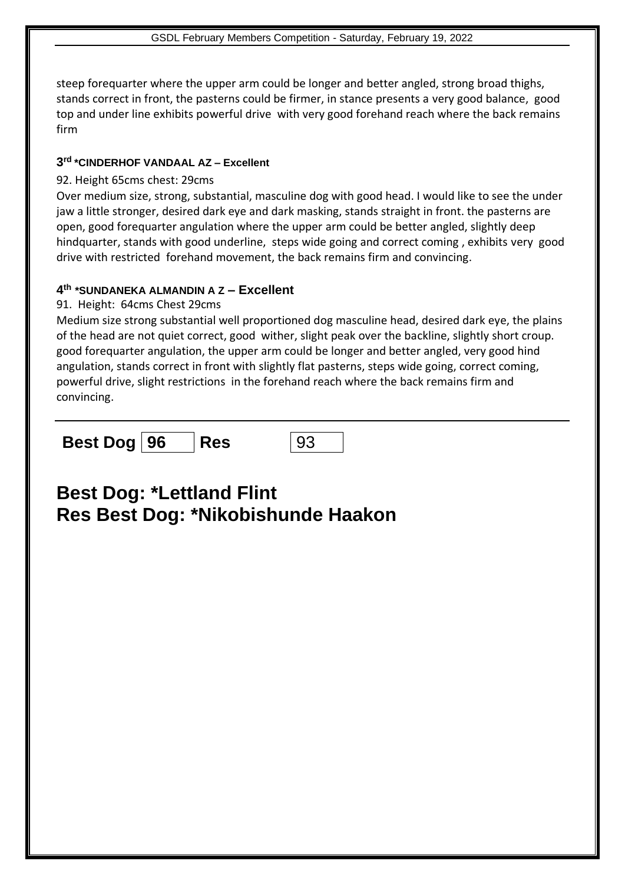steep forequarter where the upper arm could be longer and better angled, strong broad thighs, stands correct in front, the pasterns could be firmer, in stance presents a very good balance, good top and under line exhibits powerful drive with very good forehand reach where the back remains firm

### 3rd *CINDERHOF VANDAAL AZ – Excellent

92. Height 65cms chest: 29cms

Over medium size, strong, substantial, masculine dog with good head. I would like to see the under jaw a little stronger, desired dark eye and dark masking, stands straight in front. the pasterns are open, good forequarter angulation where the upper arm could be better angled, slightly deep hindquarter, stands with good underline, steps wide going and correct coming , exhibits very good drive with restricted forehand movement, the back remains firm and convincing.

### 4th *SUNDANEKA ALMANDIN A Z – Excellent

91. Height: 64cms Chest 29cms

Medium size strong substantial well proportioned dog masculine head, desired dark eye, the plains of the head are not quiet correct, good wither, slight peak over the backline, slightly short croup. good forequarter angulation, the upper arm could be longer and better angled, very good hind angulation, stands correct in front with slightly flat pasterns, steps wide going, correct coming, powerful drive, slight restrictions in the forehand reach where the back remains firm and convincing.

---

**Best Dog** | **96** | **Res** | 93

## Best Dog: *Lettland Flint
## Res Best Dog: *Nikobishunde Haakon